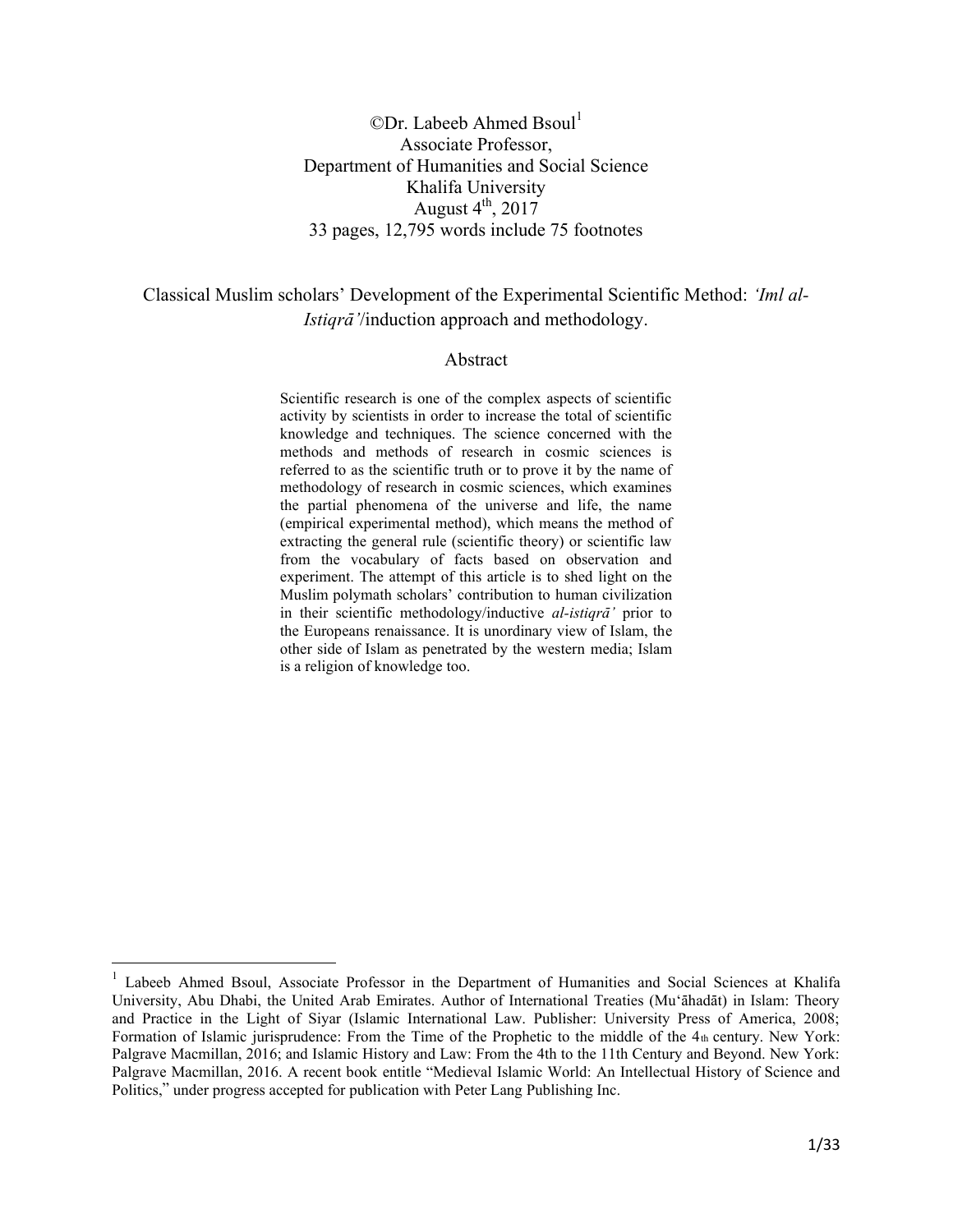©Dr. Labeeb Ahmed Bsoul[1]
Associate Professor,
Department of Humanities and Social Science
Khalifa University
August 4th, 2017
33 pages, 12,795 words include 75 footnotes

# Classical Muslim scholars' Development of the Experimental Scientific Method: *'Iml al-Istiqrā'*/induction approach and methodology.

## Abstract

Scientific research is one of the complex aspects of scientific activity by scientists in order to increase the total of scientific knowledge and techniques. The science concerned with the methods and methods of research in cosmic sciences is referred to as the scientific truth or to prove it by the name of methodology of research in cosmic sciences, which examines the partial phenomena of the universe and life, the name (empirical experimental method), which means the method of extracting the general rule (scientific theory) or scientific law from the vocabulary of facts based on observation and experiment. The attempt of this article is to shed light on the Muslim polymath scholars' contribution to human civilization in their scientific methodology/inductive *al-istiqrā'* prior to the Europeans renaissance. It is unordinary view of Islam, the other side of Islam as penetrated by the western media; Islam is a religion of knowledge too.

---

[1] Labeeb Ahmed Bsoul, Associate Professor in the Department of Humanities and Social Sciences at Khalifa University, Abu Dhabi, the United Arab Emirates. Author of International Treaties (Mu'āhadāt) in Islam: Theory and Practice in the Light of Siyar (Islamic International Law. Publisher: University Press of America, 2008; Formation of Islamic jurisprudence: From the Time of the Prophetic to the middle of the 4th century. New York: Palgrave Macmillan, 2016; and Islamic History and Law: From the 4th to the 11th Century and Beyond. New York: Palgrave Macmillan, 2016. A recent book entitle "Medieval Islamic World: An Intellectual History of Science and Politics," under progress accepted for publication with Peter Lang Publishing Inc.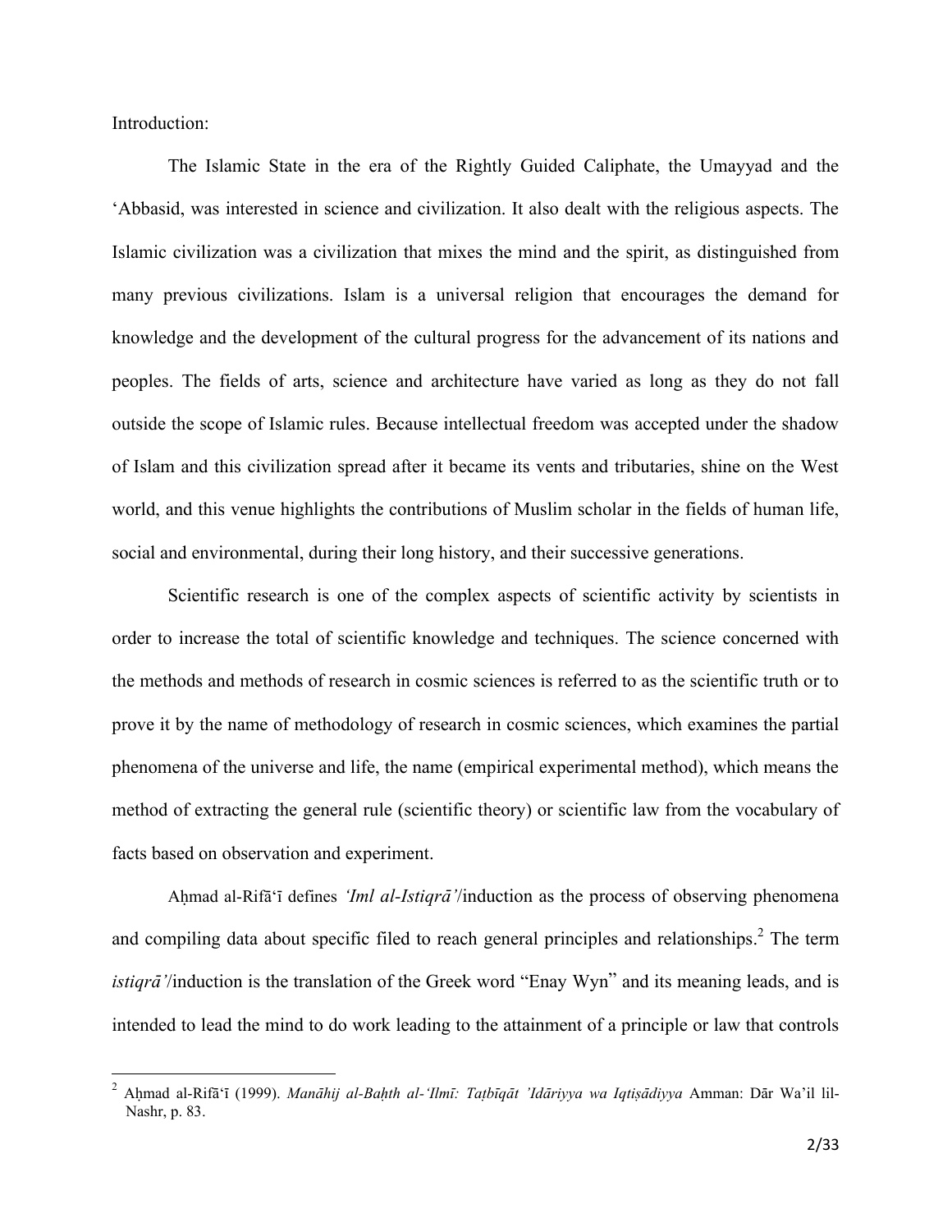Introduction:

The Islamic State in the era of the Rightly Guided Caliphate, the Umayyad and the ʻAbbasid, was interested in science and civilization. It also dealt with the religious aspects. The Islamic civilization was a civilization that mixes the mind and the spirit, as distinguished from many previous civilizations. Islam is a universal religion that encourages the demand for knowledge and the development of the cultural progress for the advancement of its nations and peoples. The fields of arts, science and architecture have varied as long as they do not fall outside the scope of Islamic rules. Because intellectual freedom was accepted under the shadow of Islam and this civilization spread after it became its vents and tributaries, shine on the West world, and this venue highlights the contributions of Muslim scholar in the fields of human life, social and environmental, during their long history, and their successive generations.

Scientific research is one of the complex aspects of scientific activity by scientists in order to increase the total of scientific knowledge and techniques. The science concerned with the methods and methods of research in cosmic sciences is referred to as the scientific truth or to prove it by the name of methodology of research in cosmic sciences, which examines the partial phenomena of the universe and life, the name (empirical experimental method), which means the method of extracting the general rule (scientific theory) or scientific law from the vocabulary of facts based on observation and experiment.

Aḥmad al-Rifāʻī defines *ʻIml al-Istiqrā'*/induction as the process of observing phenomena and compiling data about specific filed to reach general principles and relationships.[2] The term *istiqrā'*/induction is the translation of the Greek word "Enay Wyn" and its meaning leads, and is intended to lead the mind to do work leading to the attainment of a principle or law that controls

---

[2] Aḥmad al-Rifāʻī (1999). *Manāhij al-Baḥth al-ʻIlmī: Taṭbīqāt 'Idāriyya wa Iqtiṣādiyya* Amman: Dār Wa'il lil-Nashr, p. 83.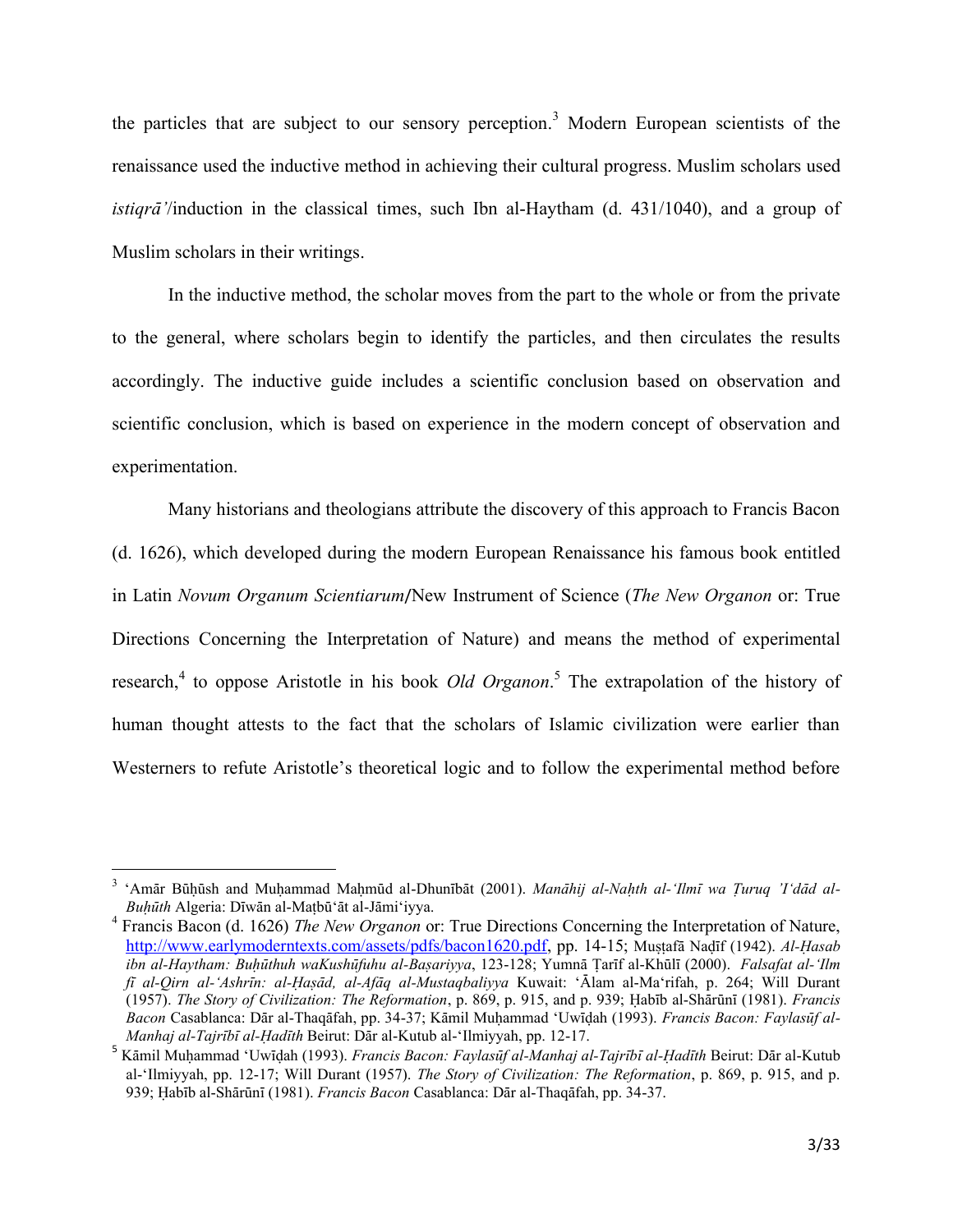the particles that are subject to our sensory perception.[3] Modern European scientists of the renaissance used the inductive method in achieving their cultural progress. Muslim scholars used *istiqrā'*/induction in the classical times, such Ibn al-Haytham (d. 431/1040), and a group of Muslim scholars in their writings.

In the inductive method, the scholar moves from the part to the whole or from the private to the general, where scholars begin to identify the particles, and then circulates the results accordingly. The inductive guide includes a scientific conclusion based on observation and scientific conclusion, which is based on experience in the modern concept of observation and experimentation.

Many historians and theologians attribute the discovery of this approach to Francis Bacon (d. 1626), which developed during the modern European Renaissance his famous book entitled in Latin *Novum Organum Scientiarum*/New Instrument of Science (*The New Organon* or: True Directions Concerning the Interpretation of Nature) and means the method of experimental research,[4] to oppose Aristotle in his book *Old Organon*.[5] The extrapolation of the history of human thought attests to the fact that the scholars of Islamic civilization were earlier than Westerners to refute Aristotle's theoretical logic and to follow the experimental method before

---

[3] 'Amār Būḥūsh and Muḥammad Maḥmūd al-Dhunībāt (2001). *Manāhij al-Naḥth al-'Ilmī wa Ṭuruq 'I'dād al-Buḥūth* Algeria: Dīwān al-Maṭbū'āt al-Jāmi'iyya.

[4] Francis Bacon (d. 1626) *The New Organon* or: True Directions Concerning the Interpretation of Nature, http://www.earlymoderntexts.com/assets/pdfs/bacon1620.pdf, pp. 14-15; Muṣṭafā Naḍīf (1942). *Al-Ḥasab ibn al-Haytham: Buḥūthuh waKushūfuhu al-Baṣariyya*, 123-128; Yumnā Ṭarīf al-Khūlī (2000). *Falsafat al-'Ilm fī al-Qirn al-'Ashrīn: al-Ḥaṣād, al-Afāq al-Mustaqbaliyya* Kuwait: 'Ālam al-Ma'rifah, p. 264; Will Durant (1957). *The Story of Civilization: The Reformation*, p. 869, p. 915, and p. 939; Ḥabīb al-Shārūnī (1981). *Francis Bacon* Casablanca: Dār al-Thaqāfah, pp. 34-37; Kāmil Muḥammad 'Uwīḍah (1993). *Francis Bacon: Faylasūf al-Manhaj al-Tajrībī al-Ḥadīth* Beirut: Dār al-Kutub al-'Ilmiyyah, pp. 12-17.

[5] Kāmil Muḥammad 'Uwīḍah (1993). *Francis Bacon: Faylasūf al-Manhaj al-Tajrībī al-Ḥadīth* Beirut: Dār al-Kutub al-'Ilmiyyah, pp. 12-17; Will Durant (1957). *The Story of Civilization: The Reformation*, p. 869, p. 915, and p. 939; Ḥabīb al-Shārūnī (1981). *Francis Bacon* Casablanca: Dār al-Thaqāfah, pp. 34-37.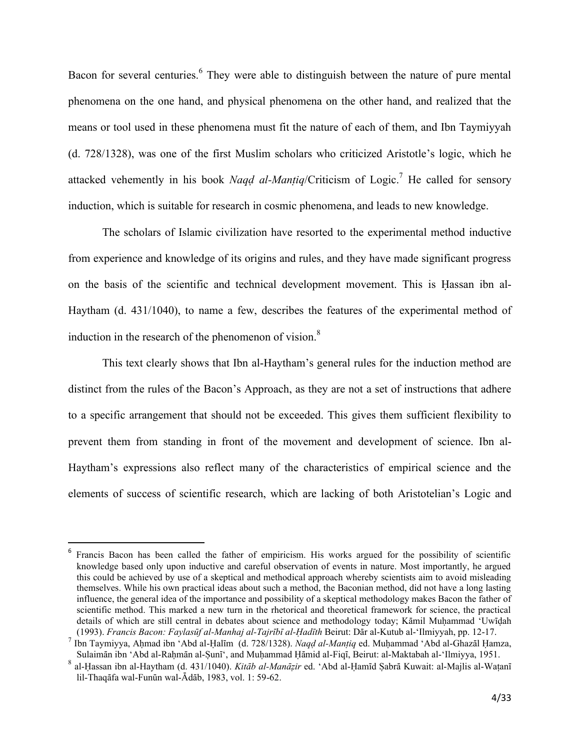Bacon for several centuries.[6] They were able to distinguish between the nature of pure mental phenomena on the one hand, and physical phenomena on the other hand, and realized that the means or tool used in these phenomena must fit the nature of each of them, and Ibn Taymiyyah (d. 728/1328), was one of the first Muslim scholars who criticized Aristotle's logic, which he attacked vehemently in his book *Naqḍ al-Manṭiq*/Criticism of Logic.[7] He called for sensory induction, which is suitable for research in cosmic phenomena, and leads to new knowledge.

The scholars of Islamic civilization have resorted to the experimental method inductive from experience and knowledge of its origins and rules, and they have made significant progress on the basis of the scientific and technical development movement. This is Ḥassan ibn al-Haytham (d. 431/1040), to name a few, describes the features of the experimental method of induction in the research of the phenomenon of vision.[8]

This text clearly shows that Ibn al-Haytham's general rules for the induction method are distinct from the rules of the Bacon's Approach, as they are not a set of instructions that adhere to a specific arrangement that should not be exceeded. This gives them sufficient flexibility to prevent them from standing in front of the movement and development of science. Ibn al-Haytham's expressions also reflect many of the characteristics of empirical science and the elements of success of scientific research, which are lacking of both Aristotelian's Logic and

---

[6] Francis Bacon has been called the father of empiricism. His works argued for the possibility of scientific knowledge based only upon inductive and careful observation of events in nature. Most importantly, he argued this could be achieved by use of a skeptical and methodical approach whereby scientists aim to avoid misleading themselves. While his own practical ideas about such a method, the Baconian method, did not have a long lasting influence, the general idea of the importance and possibility of a skeptical methodology makes Bacon the father of scientific method. This marked a new turn in the rhetorical and theoretical framework for science, the practical details of which are still central in debates about science and methodology today; Kāmil Muḥammad 'Uwīḍah (1993). *Francis Bacon: Faylasūf al-Manhaj al-Tajrībī al-Ḥadīth* Beirut: Dār al-Kutub al-'Ilmiyyah, pp. 12-17.

[7] Ibn Taymiyya, Aḥmad ibn 'Abd al-Ḥalīm (d. 728/1328). *Naqḍ al-Manṭiq* ed. Muḥammad 'Abd al-Ghazāl Ḥamza, Sulaimān ibn 'Abd al-Raḥmān al-Ṣunī', and Muḥammad Ḥāmid al-Fiqī, Beirut: al-Maktabah al-'Ilmiyya, 1951.

[8] al-Ḥassan ibn al-Haytham (d. 431/1040). *Kitāb al-Manāẓir* ed. 'Abd al-Ḥamīd Ṣabrā Kuwait: al-Majlis al-Waṭanī lil-Thaqāfa wal-Funūn wal-Ādāb, 1983, vol. 1: 59-62.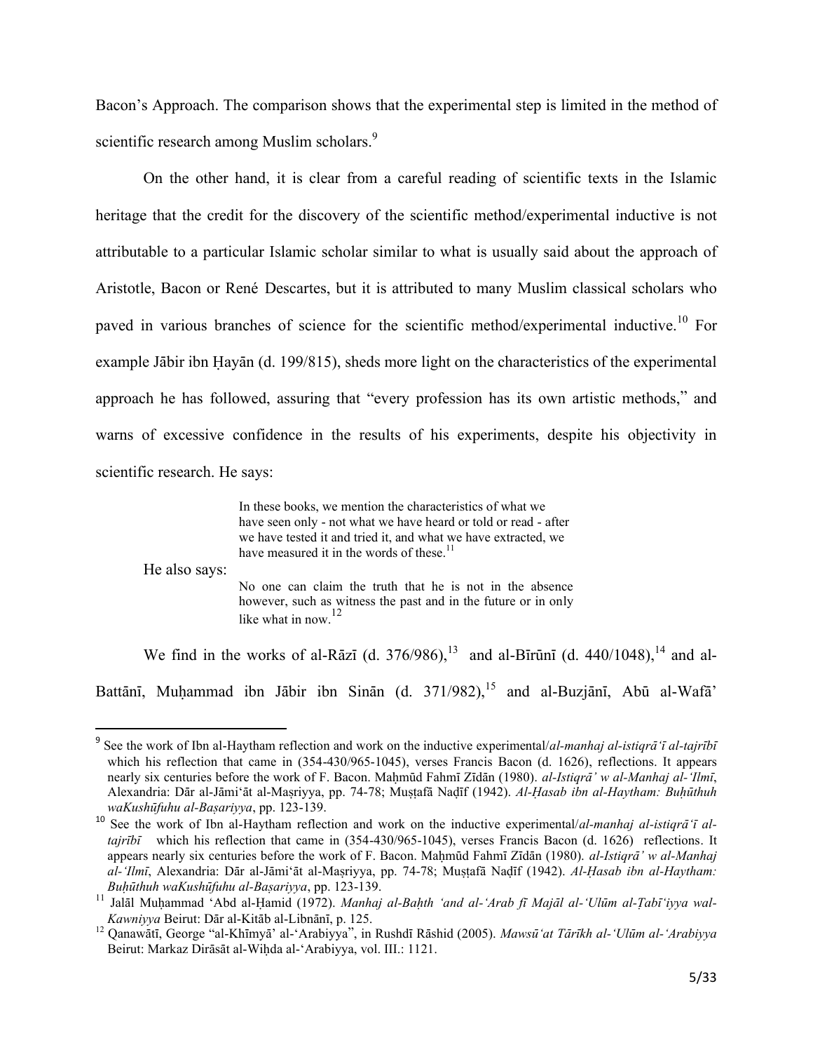Bacon's Approach. The comparison shows that the experimental step is limited in the method of scientific research among Muslim scholars.[9]

On the other hand, it is clear from a careful reading of scientific texts in the Islamic heritage that the credit for the discovery of the scientific method/experimental inductive is not attributable to a particular Islamic scholar similar to what is usually said about the approach of Aristotle, Bacon or René Descartes, but it is attributed to many Muslim classical scholars who paved in various branches of science for the scientific method/experimental inductive.[10] For example Jābir ibn Ḥayān (d. 199/815), sheds more light on the characteristics of the experimental approach he has followed, assuring that "every profession has its own artistic methods," and warns of excessive confidence in the results of his experiments, despite his objectivity in scientific research. He says:

> In these books, we mention the characteristics of what we have seen only - not what we have heard or told or read - after we have tested it and tried it, and what we have extracted, we have measured it in the words of these.[11]

He also says:

> No one can claim the truth that he is not in the absence however, such as witness the past and in the future or in only like what in now.[12]

We find in the works of al-Rāzī (d. 376/986),[13] and al-Bīrūnī (d. 440/1048),[14] and al-Battānī, Muḥammad ibn Jābir ibn Sinān (d. 371/982),[15] and al-Buzjānī, Abū al-Wafā'

---

[9] See the work of Ibn al-Haytham reflection and work on the inductive experimental/*al-manhaj al-istiqrā'ī al-tajrībī* which his reflection that came in (354-430/965-1045), verses Francis Bacon (d. 1626), reflections. It appears nearly six centuries before the work of F. Bacon. Maḥmūd Fahmī Zīdān (1980). *al-Istiqrā' w al-Manhaj al-'Ilmī*, Alexandria: Dār al-Jāmi'āt al-Maṣriyya, pp. 74-78; Muṣṭafā Naḍīf (1942). *Al-Ḥasab ibn al-Haytham: Buḥūthuh waKushūfuhu al-Baṣariyya*, pp. 123-139.

[10] See the work of Ibn al-Haytham reflection and work on the inductive experimental/*al-manhaj al-istiqrā'ī al-tajrībī* which his reflection that came in (354-430/965-1045), verses Francis Bacon (d. 1626) reflections. It appears nearly six centuries before the work of F. Bacon. Maḥmūd Fahmī Zīdān (1980). *al-Istiqrā' w al-Manhaj al-'Ilmī*, Alexandria: Dār al-Jāmi'āt al-Maṣriyya, pp. 74-78; Muṣṭafā Naḍīf (1942). *Al-Ḥasab ibn al-Haytham: Buḥūthuh waKushūfuhu al-Baṣariyya*, pp. 123-139.

[11] Jalāl Muḥammad 'Abd al-Ḥamid (1972). *Manhaj al-Baḥth 'and al-'Arab fī Majāl al-'Ulūm al-Ṭabī'iyya wal-Kawniyya* Beirut: Dār al-Kitāb al-Libnānī, p. 125.

[12] Qanawātī, George "al-Khīmyā' al-'Arabiyya", in Rushdī Rāshid (2005). *Mawsū'at Tārīkh al-'Ulūm al-'Arabiyya* Beirut: Markaz Dirāsāt al-Wiḥda al-'Arabiyya, vol. III.: 1121.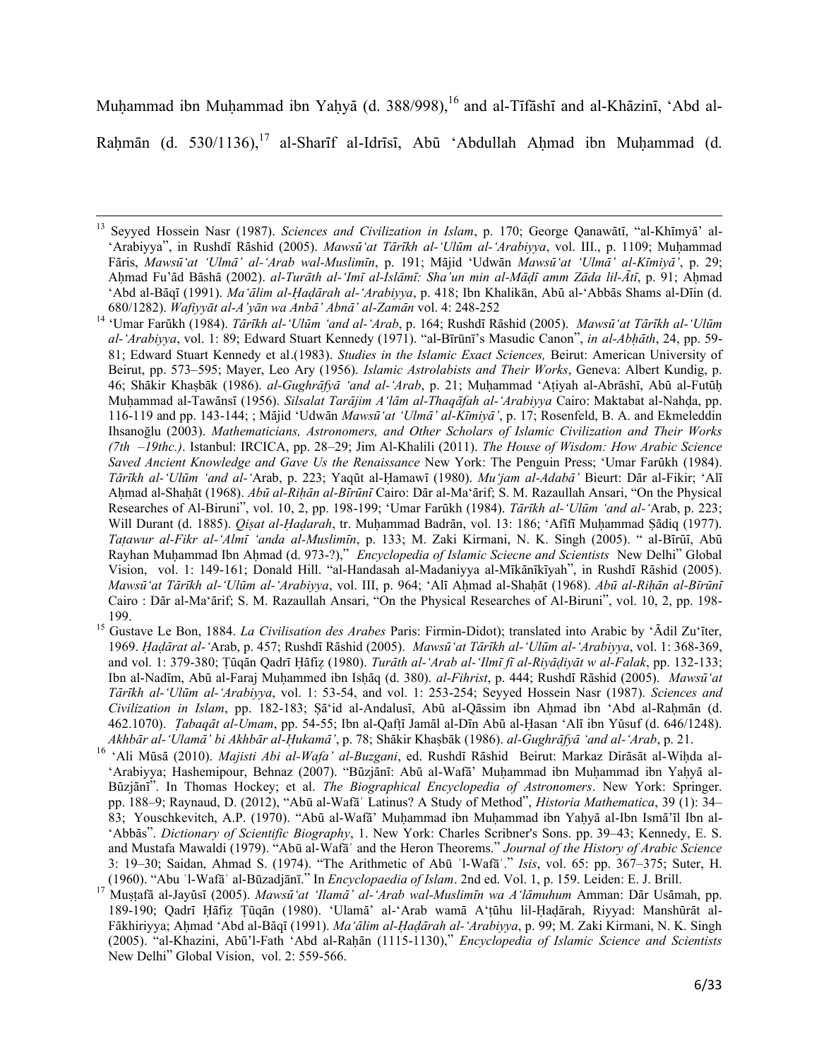Muḥammad ibn Muḥammad ibn Yaḥyā (d. 388/998),[16] and al-Tīfāshī and al-Khāzinī, ʻAbd al-Raḥmān (d. 530/1136),[17] al-Sharīf al-Idrīsī, Abū ʻAbdullah Aḥmad ibn Muḥammad (d.

---

[13] Seyyed Hossein Nasr (1987). *Sciences and Civilization in Islam*, p. 170; George Qanawātī, "al-Khīmyā' al-ʻArabiyya", in Rushdī Rāshid (2005). *Mawsūʻat Tārīkh al-ʻUlūm al-ʻArabiyya*, vol. III., p. 1109; Muḥammad Fāris, *Mawsūʻat ʻUlmā' al-ʻArab wal-Muslimīn*, p. 191; Mājid ʻUdwān *Mawsūʻat ʻUlmā' al-Kīmiyā'*, p. 29; Aḥmad Fu'ād Bāshā (2002). *al-Turāth al-ʻImī al-Islāmī: Sha'un min al-Māḍī amm Zāda lil-Ātī*, p. 91; Aḥmad ʻAbd al-Bāqī (1991). *Maʻālim al-Ḥaḍārah al-ʻArabiyya*, p. 418; Ibn Khalikān, Abū al-ʻAbbās Shams al-Dīin (d. 680/1282). *Wafiyyāt al-A'yān wa Anbā' Abnā' al-Zamān* vol. 4: 248-252

[14] ʻUmar Farūkh (1984). *Tārīkh al-ʻUlūm ʻand al-ʻArab*, p. 164; Rushdī Rāshid (2005). *Mawsūʻat Tārīkh al-ʻUlūm al-ʻArabiyya*, vol. 1: 89; Edward Stuart Kennedy (1971). "al-Bīrūnī's Masudic Canon", *in al-Abḥāth*, 24, pp. 59-81; Edward Stuart Kennedy et al.(1983). *Studies in the Islamic Exact Sciences,* Beirut: American University of Beirut, pp. 573–595; Mayer, Leo Ary (1956). *Islamic Astrolabists and Their Works*, Geneva: Albert Kundig, p. 46; Shākir Khaṣbāk (1986). *al-Ghughrāfyā ʻand al-ʻArab*, p. 21; Muḥammad ʻAṭiyah al-Abrāshī, Abū al-Futūḥ Muḥammad al-Tawānsī (1956). *Silsalat Tarājim Aʻlām al-Thaqāfah al-ʻArabiyya* Cairo: Maktabat al-Nahḍa, pp. 116-119 and pp. 143-144; ; Mājid ʻUdwān *Mawsūʻat ʻUlmā' al-Kīmiyā'*, p. 17; Rosenfeld, B. A. and Ekmeleddin Ihsanoğlu (2003). *Mathematicians, Astronomers, and Other Scholars of Islamic Civilization and Their Works (7th –19thc.)*. Istanbul: IRCICA, pp. 28–29; Jim Al-Khalili (2011). *The House of Wisdom: How Arabic Science Saved Ancient Knowledge and Gave Us the Renaissance* New York: The Penguin Press; ʻUmar Farūkh (1984). *Tārīkh al-ʻUlūm ʻand al-ʻ*Arab, p. 223; Yaqūt al-Ḥamawī (1980). *Muʻjam al-Adabā'* Bieurt: Dār al-Fikir; ʻAlī Aḥmad al-Shaḥāt (1968). *Abū al-Riḥān al-Bīrūnī* Cairo: Dār al-Maʻārif; S. M. Razaullah Ansari, "On the Physical Researches of Al-Biruni", vol. 10, 2, pp. 198-199; ʻUmar Farūkh (1984). *Tārīkh al-ʻUlūm ʻand al-ʻ*Arab, p. 223; Will Durant (d. 1885). *Qiṣat al-Ḥaḍarah*, tr. Muḥammad Badrān, vol. 13: 186; ʻAfīfī Muḥammad Ṣādiq (1977). *Taṭawur al-Fikr al-ʻAlmī ʻanda al-Muslimīn*, p. 133; M. Zaki Kirmani, N. K. Singh (2005). " al-Bīrūī, Abū Rayhan Muḥammad Ibn Aḥmad (d. 973-?)," *Encyclopedia of Islamic Sciecne and Scientists* New Delhi" Global Vision, vol. 1: 149-161; Donald Hill. "al-Handasah al-Madaniyya al-Mīkānīkīyah", in Rushdī Rāshid (2005). *Mawsūʻat Tārīkh al-ʻUlūm al-ʻArabiyya*, vol. III, p. 964; ʻAlī Aḥmad al-Shaḥāt (1968). *Abū al-Riḥān al-Bīrūnī* Cairo : Dār al-Maʻārif; S. M. Razaullah Ansari, "On the Physical Researches of Al-Biruni", vol. 10, 2, pp. 198-199.

[15] Gustave Le Bon, 1884. *La Civilisation des Arabes* Paris: Firmin-Didot); translated into Arabic by ʻĀdil Zuʻīter, 1969. *Ḥaḍārat al-ʻ*Arab, p. 457; Rushdī Rāshid (2005). *Mawsūʻat Tārīkh al-ʻUlūm al-ʻArabiyya*, vol. 1: 368-369, and vol. 1: 379-380; Ṭūqān Qadrī Ḥāfiẓ (1980). *Turāth al-ʻArab al-ʻIlmī fī al-Riyāḍiyāt w al-Falak*, pp. 132-133; Ibn al-Nadīm, Abū al-Faraj Muḥammad ibn Isḥāq (d. 380). *al-Fihrist*, p. 444; Rushdī Rāshid (2005). *Mawsūʻat Tārīkh al-ʻUlūm al-ʻArabiyya*, vol. 1: 53-54, and vol. 1: 253-254; Seyyed Hossein Nasr (1987). *Sciences and Civilization in Islam*, pp. 182-183; Ṣāʻid al-Andalusī, Abū al-Qāssim ibn Aḥmad ibn ʻAbd al-Raḥmān (d. 462.1070). *Ṭabaqāt al-Umam*, pp. 54-55; Ibn al-Qafṭī Jamāl al-Dīn Abū al-Ḥasan ʻAlī ibn Yūsuf (d. 646/1248). *Akhbār al-ʻUlamā' bi Akhbār al-Ḥukamā'*, p. 78; Shākir Khaṣbāk (1986). *al-Ghughrāfyā ʻand al-ʻArab*, p. 21.

[16] ʻAli Mūsā (2010). *Majisti Abi al-Wafa' al-Buzgani*, ed. Rushdī Rāshid Beirut: Markaz Dirāsāt al-Wiḥda al-ʻArabiyya; Hashemipour, Behnaz (2007). "Būzjānī: Abū al-Wafā' Muḥammad ibn Muḥammad ibn Yaḥyā al-Būzjānī". In Thomas Hockey; et al. *The Biographical Encyclopedia of Astronomers*. New York: Springer. pp. 188–9; Raynaud, D. (2012), "Abū al-Wafāʾ Latinus? A Study of Method", *Historia Mathematica*, 39 (1): 34–83; Youschkevitch, A.P. (1970). "Abū al-Wafā' Muḥammad ibn Muḥammad ibn Yaḥyā al-Ibn Ismāʻīl Ibn al-ʻAbbās". *Dictionary of Scientific Biography*, 1. New York: Charles Scribner's Sons. pp. 39–43; Kennedy, E. S. and Mustafa Mawaldi (1979). "Abū al-Wafāʾ and the Heron Theorems." *Journal of the History of Arabic Science* 3: 19–30; Saidan, Ahmad S. (1974). "The Arithmetic of Abū ʾl-Wafāʾ." *Isis*, vol. 65: pp. 367–375; Suter, H. (1960). "Abu ʾl-Wafāʾ al-Būzadjānī." In *Encyclopaedia of Islam*. 2nd ed. Vol. 1, p. 159. Leiden: E. J. Brill.

[17] Muṣṭafā al-Jayūsī (2005). *Mawsūʻat ʻIlamā' al-ʻArab wal-Muslimīn wa Aʻlāmuhum* Amman: Dār Usāmah, pp. 189-190; Qadrī Ḥāfiẓ Ṭūqān (1980). ʻUlamā' al-ʻArab wamā Aʻṭūhu lil-Ḥaḍārah, Riyyad: Manshūrāt al-Fākhiriyya; Aḥmad ʻAbd al-Bāqī (1991). *Maʻālim al-Ḥaḍārah al-ʻArabiyya*, p. 99; M. Zaki Kirmani, N. K. Singh (2005). "al-Khazini, Abū'l-Fath ʻAbd al-Raḥān (1115-1130)," *Encyclopedia of Islamic Science and Scientists* New Delhi" Global Vision, vol. 2: 559-566.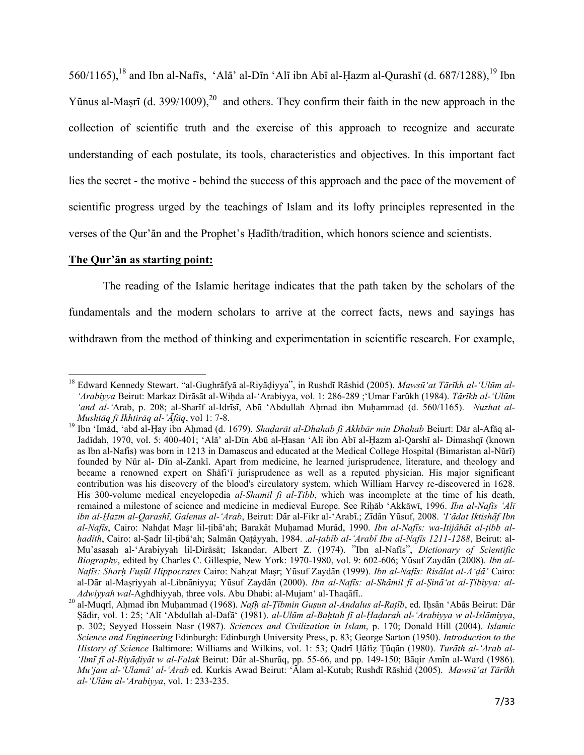560/1165),[18] and Ibn al-Nafīs, ʻAlāʼ al-Dīn ʻAlī ibn Abī al-Ḥazm al-Qurashī (d. 687/1288),[19] Ibn Yūnus al-Maṣrī (d. 399/1009),[20] and others. They confirm their faith in the new approach in the collection of scientific truth and the exercise of this approach to recognize and accurate understanding of each postulate, its tools, characteristics and objectives. In this important fact lies the secret - the motive - behind the success of this approach and the pace of the movement of scientific progress urged by the teachings of Islam and its lofty principles represented in the verses of the Qur'ān and the Prophet's Ḥadīth/tradition, which honors science and scientists.

**The Qur'ān as starting point:**

The reading of the Islamic heritage indicates that the path taken by the scholars of the fundamentals and the modern scholars to arrive at the correct facts, news and sayings has withdrawn from the method of thinking and experimentation in scientific research. For example,

---

[18] Edward Kennedy Stewart. "al-Gughrāfyā al-Riyāḍiyya", in Rushdī Rāshid (2005). *Mawsūʻat Tārīkh al-ʻUlūm al-ʻArabiyya* Beirut: Markaz Dirāsāt al-Wiḥda al-ʻArabiyya, vol. 1: 286-289 ;ʻUmar Farūkh (1984). *Tārīkh al-ʻUlūm ʻand al-ʻ*Arab, p. 208; al-Sharīf al-Idrīsī, Abū ʻAbdullah Aḥmad ibn Muḥammad (d. 560/1165). *Nuzhat al-Mushtāq fī Ikhtirāq al-'Āfāq*, vol 1: 7-8.

[19] Ibn ʻImād, ʻabd al-Ḥay ibn Aḥmad (d. 1679). *Shaḍarāt al-Dhahab fī Akhbār min Dhahab* Beiurt: Dār al-Afāq al-Jadīdah, 1970, vol. 5: 400-401; ʻAlāʼ al-Dīn Abū al-Ḥasan ʻAlī ibn Abī al-Ḥazm al-Qarshī al- Dimashqī (known as Ibn al-Nafis) was born in 1213 in Damascus and educated at the Medical College Hospital (Bimaristan al-Nūrī) founded by Nūr al- Dīn al-Zankī. Apart from medicine, he learned jurisprudence, literature, and theology and became a renowned expert on Shāfiʻī jurisprudence as well as a reputed physician. His major significant contribution was his discovery of the blood's circulatory system, which William Harvey re-discovered in 1628. His 300-volume medical encyclopedia *al-Shamil fi al-Tibb*, which was incomplete at the time of his death, remained a milestone of science and medicine in medieval Europe. See Riḥāb ʻAkkāwī, 1996. *Ibn al-Nafīs ʻAlī ibn al-Ḥazm al-Qarashī, Galenus al-ʻArab*, Beirut: Dār al-Fikr al-ʻArabī.; Zīdān Yūsuf, 2008. *ʻIʻādat Iktishāf Ibn al-Nafīs*, Cairo: Nahḍat Maṣr lil-ṭibāʻah; Barakāt Muḥamad Murād, 1990. *Ibn al-Nafīs: wa-Itijāhāt al-ṭibb al-ḥadīth*, Cairo: al-Ṣadr lil-ṭibāʻah; Salmān Qaṭāyyah, 1984. *.al-ṭabīb al-ʻArabī Ibn al-Nafīs 1211-1288*, Beirut: al-Muʼasasah al-ʻArabiyyah lil-Dirāsāt; Iskandar, Albert Z. (1974). "Ibn al-Nafīs", *Dictionary of Scientific Biography*, edited by Charles C. Gillespie, New York: 1970-1980, vol. 9: 602-606; Yūsuf Zaydān (2008). *Ibn al-Nafīs: Sharḥ Fuṣūl Hippocrates* Cairo: Nahẓat Maṣr; Yūsuf Zaydān (1999). *Ibn al-Nafīs: Risālat al-Aʻḍāʼ* Cairo: al-Dār al-Maṣriyyah al-Libnāniyya; Yūsuf Zaydān (2000). *Ibn al-Nafīs: al-Shāmil fī al-Ṣināʻat al-Ṭibiyya: al-Adwiyyah wal-*Aghdhiyyah, three vols. Abu Dhabi: al-Mujamʻ al-Thaqāfī..

[20] al-Muqrī, Aḥmad ibn Muḥammad (1968). *Nafḥ al-Ṭībmin Guṣun al-Andalus al-Raṭīb*, ed. Iḥsān ʻAbās Beirut: Dār Ṣādir, vol. 1: 25; ʻAlī ʻAbdullah al-Dafāʻ (1981). *al-Ulūm al-Baḥtah fī al-Ḥaḍarah al-ʻArabiyya w al-Islāmiyya*, p. 302; Seyyed Hossein Nasr (1987). *Sciences and Civilization in Islam*, p. 170; Donald Hill (2004). *Islamic Science and Engineering* Edinburgh: Edinburgh University Press, p. 83; George Sarton (1950). *Introduction to the History of Science* Baltimore: Williams and Wilkins, vol. 1: 53; Qadrī Ḥāfiẓ Ṭūqān (1980). *Turāth al-ʻArab al-ʻIlmī fī al-Riyāḍiyāt w al-Falak* Beirut: Dār al-Shurūq, pp. 55-66, and pp. 149-150; Bāqir Amīn al-Ward (1986). *Muʻjam al-ʻUlamāʼ al-ʻArab* ed. Kurkis Awad Beirut: ʻĀlam al-Kutub; Rushdī Rāshid (2005). *Mawsūʻat Tārīkh al-ʻUlūm al-ʻArabiyya*, vol. 1: 233-235.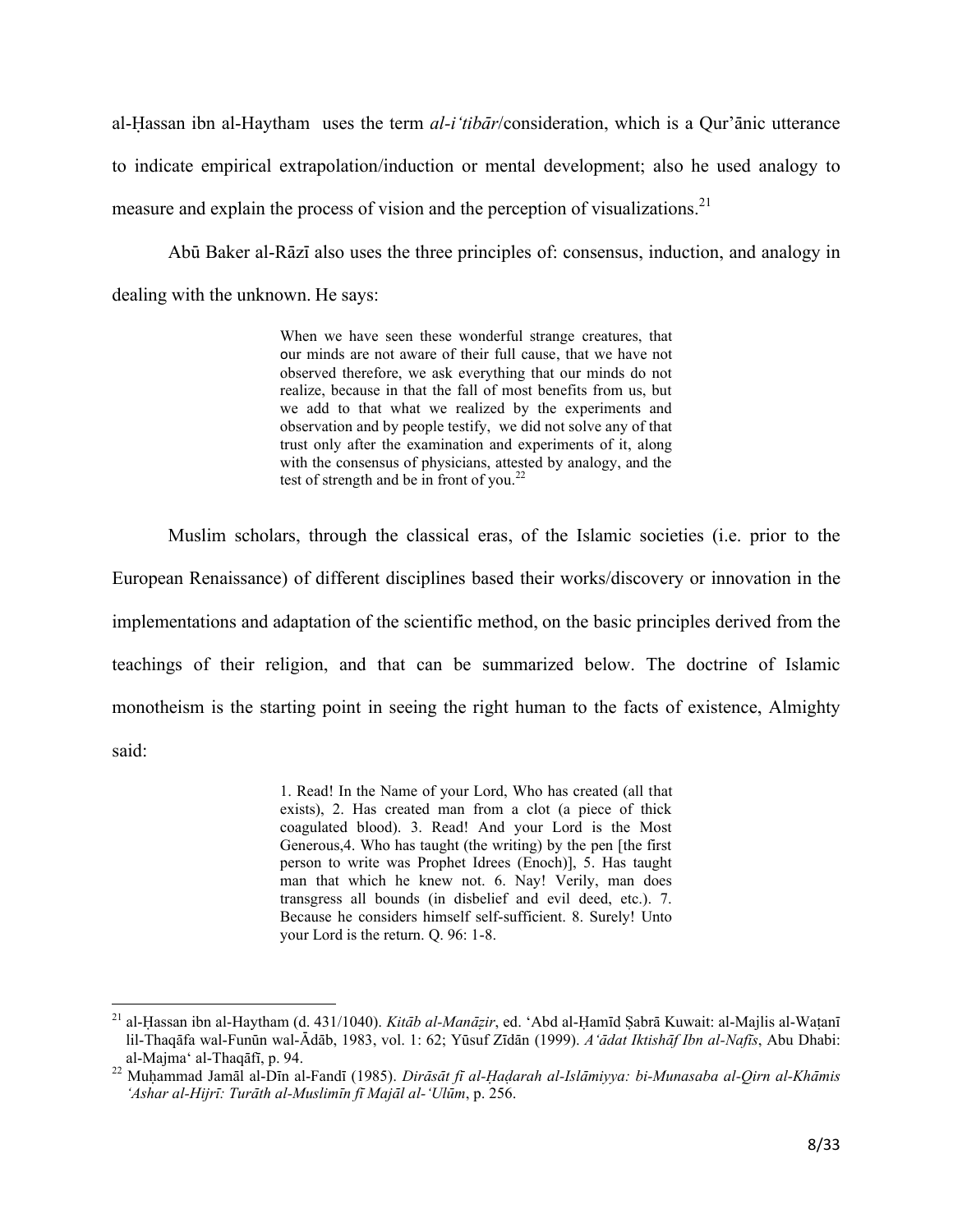al-Ḥassan ibn al-Haytham uses the term *al-i'tibār*/consideration, which is a Qur'ānic utterance to indicate empirical extrapolation/induction or mental development; also he used analogy to measure and explain the process of vision and the perception of visualizations.[21]

Abū Baker al-Rāzī also uses the three principles of: consensus, induction, and analogy in dealing with the unknown. He says:

> When we have seen these wonderful strange creatures, that our minds are not aware of their full cause, that we have not observed therefore, we ask everything that our minds do not realize, because in that the fall of most benefits from us, but we add to that what we realized by the experiments and observation and by people testify, we did not solve any of that trust only after the examination and experiments of it, along with the consensus of physicians, attested by analogy, and the test of strength and be in front of you.[22]

Muslim scholars, through the classical eras, of the Islamic societies (i.e. prior to the European Renaissance) of different disciplines based their works/discovery or innovation in the implementations and adaptation of the scientific method, on the basic principles derived from the teachings of their religion, and that can be summarized below. The doctrine of Islamic monotheism is the starting point in seeing the right human to the facts of existence, Almighty said:

> 1. Read! In the Name of your Lord, Who has created (all that exists), 2. Has created man from a clot (a piece of thick coagulated blood). 3. Read! And your Lord is the Most Generous,4. Who has taught (the writing) by the pen [the first person to write was Prophet Idrees (Enoch)], 5. Has taught man that which he knew not. 6. Nay! Verily, man does transgress all bounds (in disbelief and evil deed, etc.). 7. Because he considers himself self-sufficient. 8. Surely! Unto your Lord is the return. Q. 96: 1-8.

---

[21] al-Ḥassan ibn al-Haytham (d. 431/1040). *Kitāb al-Manāẓir*, ed. 'Abd al-Ḥamīd Ṣabrā Kuwait: al-Majlis al-Waṭanī lil-Thaqāfa wal-Funūn wal-Ādāb, 1983, vol. 1: 62; Yūsuf Zīdān (1999). *A'ādat Iktishāf Ibn al-Nafīs*, Abu Dhabi: al-Majma' al-Thaqāfī, p. 94.

[22] Muḥammad Jamāl al-Dīn al-Fandī (1985). *Dirāsāt fī al-Ḥaḍarah al-Islāmiyya: bi-Munasaba al-Qirn al-Khāmis 'Ashar al-Hijrī: Turāth al-Muslimīn fī Majāl al-'Ulūm*, p. 256.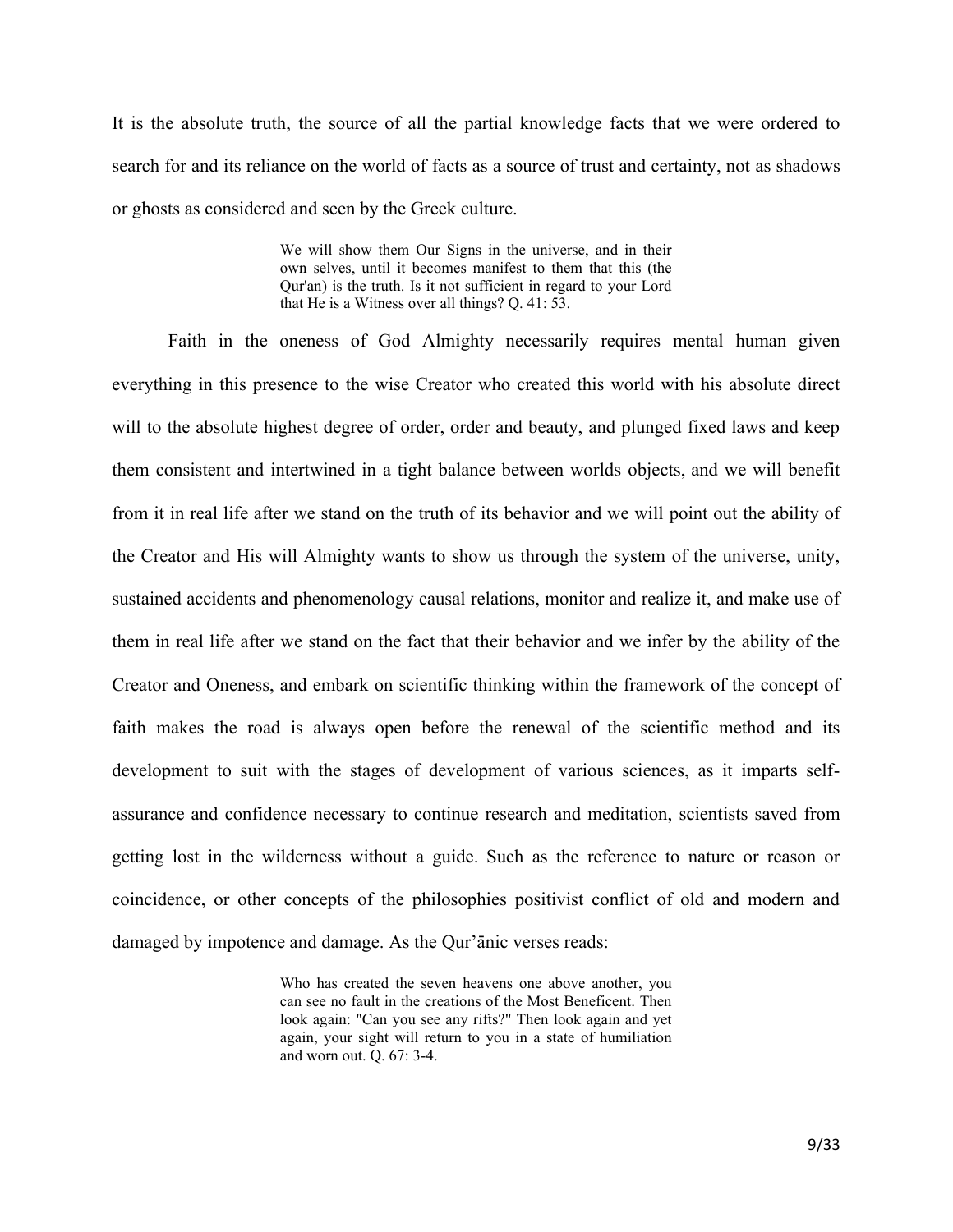It is the absolute truth, the source of all the partial knowledge facts that we were ordered to search for and its reliance on the world of facts as a source of trust and certainty, not as shadows or ghosts as considered and seen by the Greek culture.

> We will show them Our Signs in the universe, and in their own selves, until it becomes manifest to them that this (the Qur'an) is the truth. Is it not sufficient in regard to your Lord that He is a Witness over all things? Q. 41: 53.

Faith in the oneness of God Almighty necessarily requires mental human given everything in this presence to the wise Creator who created this world with his absolute direct will to the absolute highest degree of order, order and beauty, and plunged fixed laws and keep them consistent and intertwined in a tight balance between worlds objects, and we will benefit from it in real life after we stand on the truth of its behavior and we will point out the ability of the Creator and His will Almighty wants to show us through the system of the universe, unity, sustained accidents and phenomenology causal relations, monitor and realize it, and make use of them in real life after we stand on the fact that their behavior and we infer by the ability of the Creator and Oneness, and embark on scientific thinking within the framework of the concept of faith makes the road is always open before the renewal of the scientific method and its development to suit with the stages of development of various sciences, as it imparts self-assurance and confidence necessary to continue research and meditation, scientists saved from getting lost in the wilderness without a guide. Such as the reference to nature or reason or coincidence, or other concepts of the philosophies positivist conflict of old and modern and damaged by impotence and damage. As the Qur'ānic verses reads:

> Who has created the seven heavens one above another, you can see no fault in the creations of the Most Beneficent. Then look again: "Can you see any rifts?" Then look again and yet again, your sight will return to you in a state of humiliation and worn out. Q. 67: 3-4.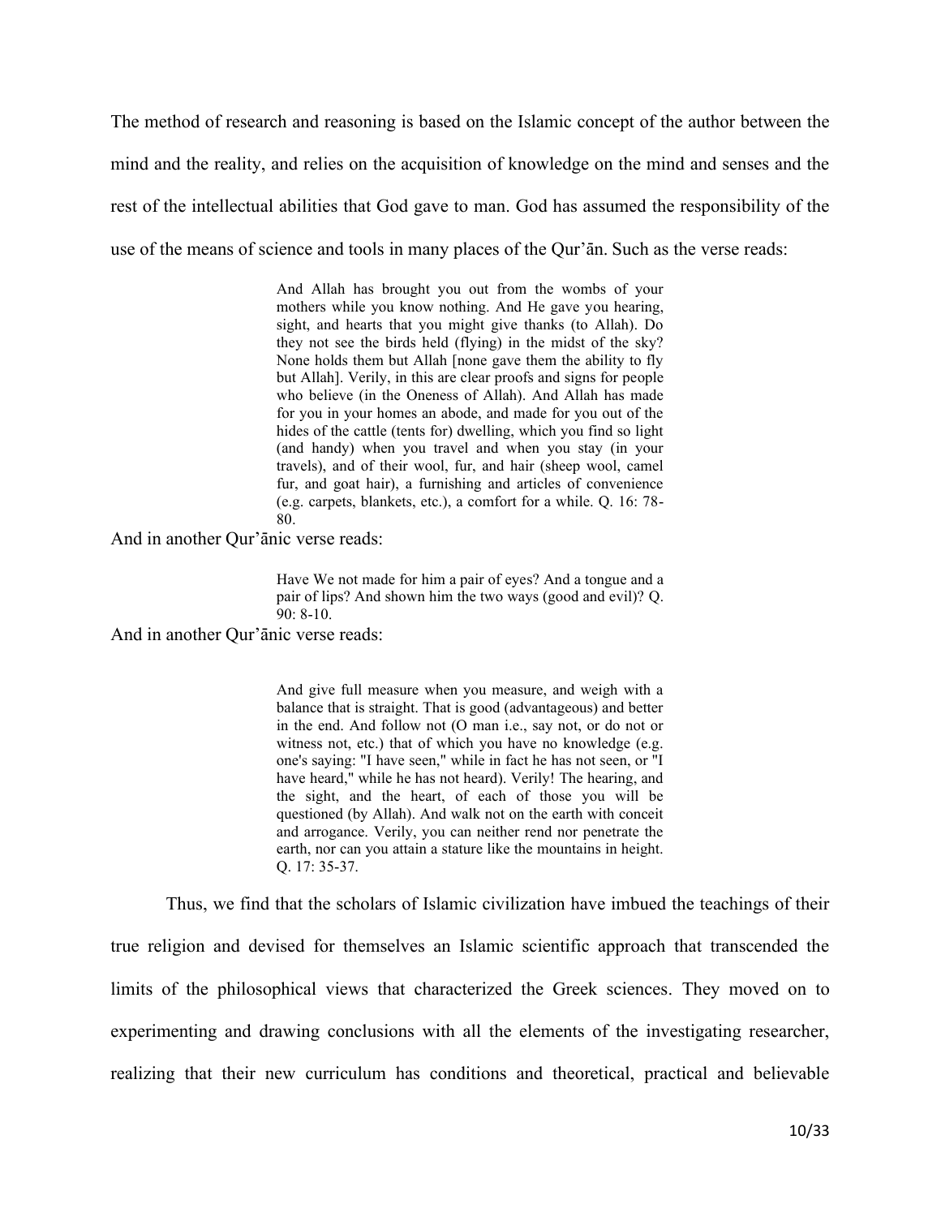The method of research and reasoning is based on the Islamic concept of the author between the mind and the reality, and relies on the acquisition of knowledge on the mind and senses and the rest of the intellectual abilities that God gave to man. God has assumed the responsibility of the use of the means of science and tools in many places of the Qur'ān. Such as the verse reads:

> And Allah has brought you out from the wombs of your mothers while you know nothing. And He gave you hearing, sight, and hearts that you might give thanks (to Allah). Do they not see the birds held (flying) in the midst of the sky? None holds them but Allah [none gave them the ability to fly but Allah]. Verily, in this are clear proofs and signs for people who believe (in the Oneness of Allah). And Allah has made for you in your homes an abode, and made for you out of the hides of the cattle (tents for) dwelling, which you find so light (and handy) when you travel and when you stay (in your travels), and of their wool, fur, and hair (sheep wool, camel fur, and goat hair), a furnishing and articles of convenience (e.g. carpets, blankets, etc.), a comfort for a while. Q. 16: 78-80.

And in another Qur'ānic verse reads:

> Have We not made for him a pair of eyes? And a tongue and a pair of lips? And shown him the two ways (good and evil)? Q. 90: 8-10.

And in another Qur'ānic verse reads:

> And give full measure when you measure, and weigh with a balance that is straight. That is good (advantageous) and better in the end. And follow not (O man i.e., say not, or do not or witness not, etc.) that of which you have no knowledge (e.g. one's saying: "I have seen," while in fact he has not seen, or "I have heard," while he has not heard). Verily! The hearing, and the sight, and the heart, of each of those you will be questioned (by Allah). And walk not on the earth with conceit and arrogance. Verily, you can neither rend nor penetrate the earth, nor can you attain a stature like the mountains in height. Q. 17: 35-37.

Thus, we find that the scholars of Islamic civilization have imbued the teachings of their true religion and devised for themselves an Islamic scientific approach that transcended the limits of the philosophical views that characterized the Greek sciences. They moved on to experimenting and drawing conclusions with all the elements of the investigating researcher, realizing that their new curriculum has conditions and theoretical, practical and believable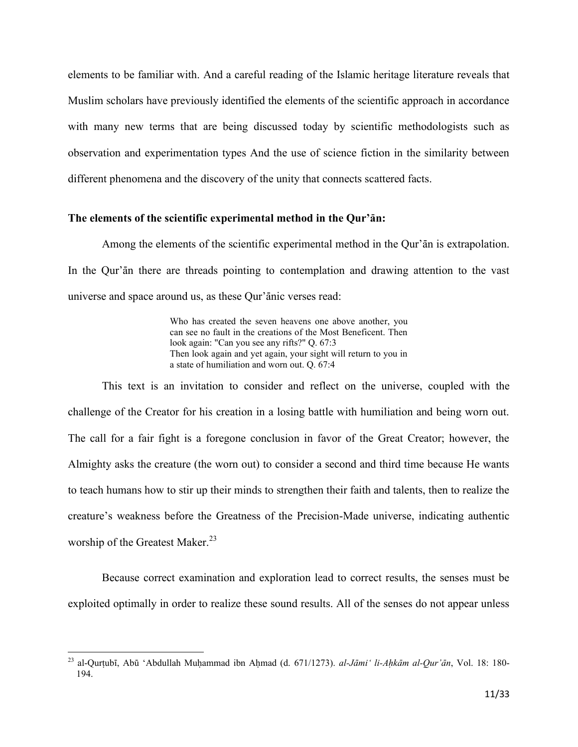elements to be familiar with. And a careful reading of the Islamic heritage literature reveals that Muslim scholars have previously identified the elements of the scientific approach in accordance with many new terms that are being discussed today by scientific methodologists such as observation and experimentation types And the use of science fiction in the similarity between different phenomena and the discovery of the unity that connects scattered facts.

**The elements of the scientific experimental method in the Qur'ān:**

Among the elements of the scientific experimental method in the Qur'ān is extrapolation. In the Qur'ān there are threads pointing to contemplation and drawing attention to the vast universe and space around us, as these Qur'ānic verses read:

> Who has created the seven heavens one above another, you can see no fault in the creations of the Most Beneficent. Then look again: "Can you see any rifts?" Q. 67:3
> Then look again and yet again, your sight will return to you in a state of humiliation and worn out. Q. 67:4

This text is an invitation to consider and reflect on the universe, coupled with the challenge of the Creator for his creation in a losing battle with humiliation and being worn out. The call for a fair fight is a foregone conclusion in favor of the Great Creator; however, the Almighty asks the creature (the worn out) to consider a second and third time because He wants to teach humans how to stir up their minds to strengthen their faith and talents, then to realize the creature's weakness before the Greatness of the Precision-Made universe, indicating authentic worship of the Greatest Maker.[23]

Because correct examination and exploration lead to correct results, the senses must be exploited optimally in order to realize these sound results. All of the senses do not appear unless

---

[23] al-Qurṭubī, Abū 'Abdullah Muḥammad ibn Aḥmad (d. 671/1273). *al-Jāmi' li-Aḥkām al-Qur'ān*, Vol. 18: 180-194.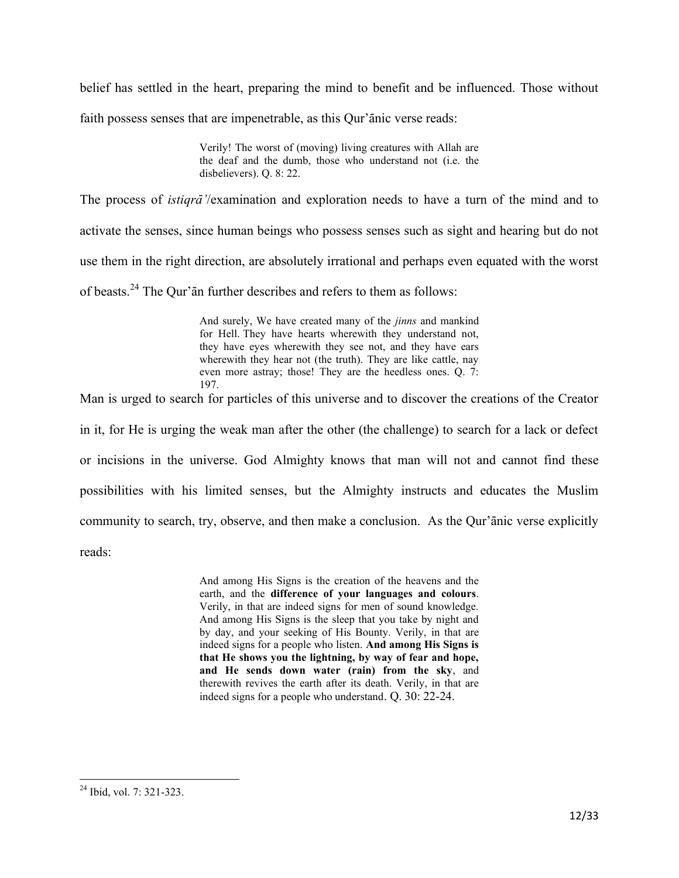belief has settled in the heart, preparing the mind to benefit and be influenced. Those without faith possess senses that are impenetrable, as this Qur'ānic verse reads:

> Verily! The worst of (moving) living creatures with Allah are the deaf and the dumb, those who understand not (i.e. the disbelievers). Q. 8: 22.

The process of *istiqrā'*/examination and exploration needs to have a turn of the mind and to activate the senses, since human beings who possess senses such as sight and hearing but do not use them in the right direction, are absolutely irrational and perhaps even equated with the worst of beasts.[24] The Qur'ān further describes and refers to them as follows:

> And surely, We have created many of the *jinns* and mankind for Hell. They have hearts wherewith they understand not, they have eyes wherewith they see not, and they have ears wherewith they hear not (the truth). They are like cattle, nay even more astray; those! They are the heedless ones. Q. 7: 197.

Man is urged to search for particles of this universe and to discover the creations of the Creator in it, for He is urging the weak man after the other (the challenge) to search for a lack or defect or incisions in the universe. God Almighty knows that man will not and cannot find these possibilities with his limited senses, but the Almighty instructs and educates the Muslim community to search, try, observe, and then make a conclusion. As the Qur'ānic verse explicitly reads:

> And among His Signs is the creation of the heavens and the earth, and the **difference of your languages and colours**. Verily, in that are indeed signs for men of sound knowledge. And among His Signs is the sleep that you take by night and by day, and your seeking of His Bounty. Verily, in that are indeed signs for a people who listen. **And among His Signs is that He shows you the lightning, by way of fear and hope, and He sends down water (rain) from the sky**, and therewith revives the earth after its death. Verily, in that are indeed signs for a people who understand. Q. 30: 22-24.

[24] Ibid, vol. 7: 321-323.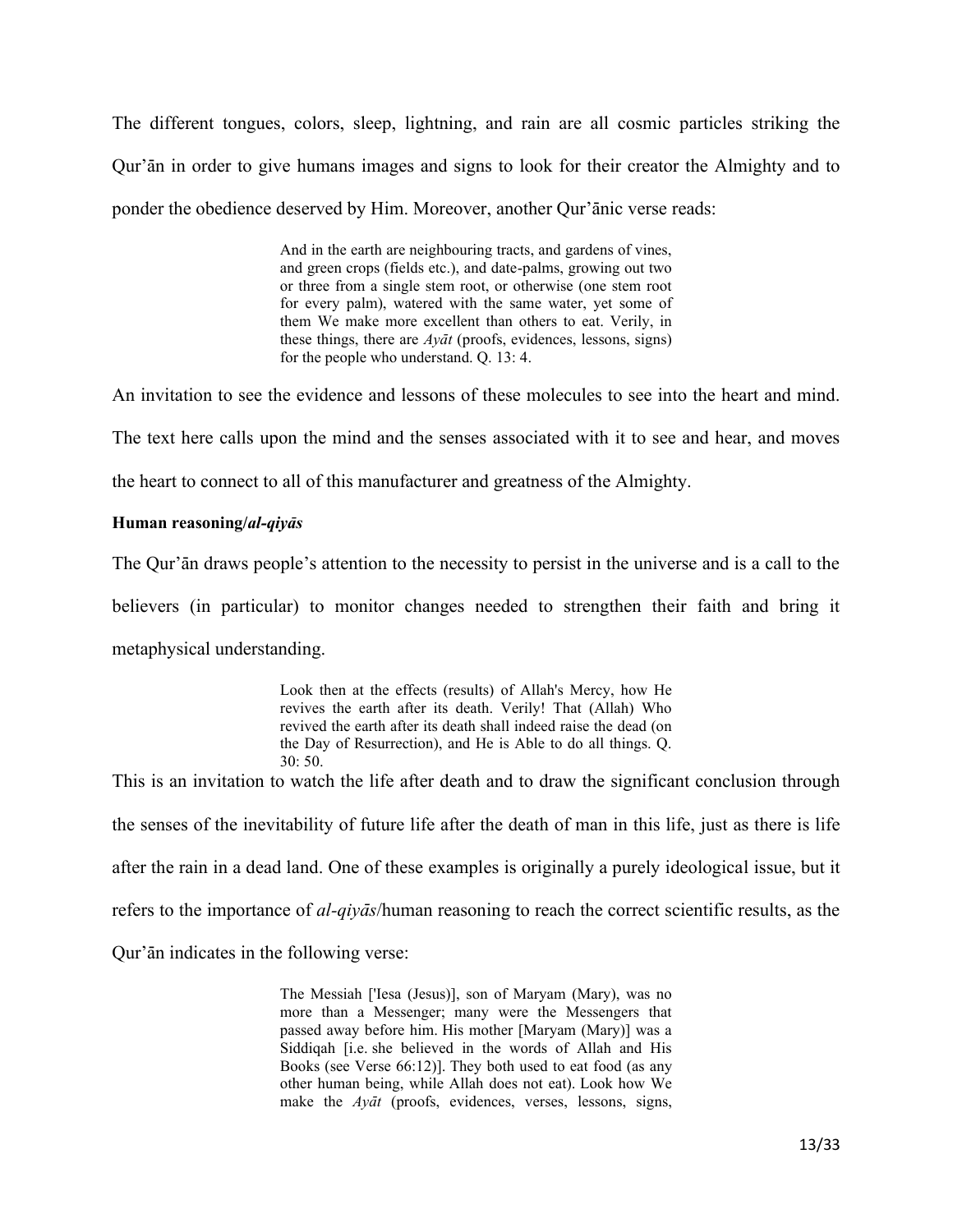The different tongues, colors, sleep, lightning, and rain are all cosmic particles striking the Qur'ān in order to give humans images and signs to look for their creator the Almighty and to ponder the obedience deserved by Him. Moreover, another Qur'ānic verse reads:

> And in the earth are neighbouring tracts, and gardens of vines, and green crops (fields etc.), and date-palms, growing out two or three from a single stem root, or otherwise (one stem root for every palm), watered with the same water, yet some of them We make more excellent than others to eat. Verily, in these things, there are *Ayāt* (proofs, evidences, lessons, signs) for the people who understand. Q. 13: 4.

An invitation to see the evidence and lessons of these molecules to see into the heart and mind. The text here calls upon the mind and the senses associated with it to see and hear, and moves the heart to connect to all of this manufacturer and greatness of the Almighty.

**Human reasoning/*al-qiyās***

The Qur'ān draws people's attention to the necessity to persist in the universe and is a call to the believers (in particular) to monitor changes needed to strengthen their faith and bring it metaphysical understanding.

> Look then at the effects (results) of Allah's Mercy, how He revives the earth after its death. Verily! That (Allah) Who revived the earth after its death shall indeed raise the dead (on the Day of Resurrection), and He is Able to do all things. Q. 30: 50.

This is an invitation to watch the life after death and to draw the significant conclusion through the senses of the inevitability of future life after the death of man in this life, just as there is life after the rain in a dead land. One of these examples is originally a purely ideological issue, but it refers to the importance of *al-qiyās*/human reasoning to reach the correct scientific results, as the Qur'ān indicates in the following verse:

> The Messiah ['Iesa (Jesus)], son of Maryam (Mary), was no more than a Messenger; many were the Messengers that passed away before him. His mother [Maryam (Mary)] was a Siddiqah [i.e. she believed in the words of Allah and His Books (see Verse 66:12)]. They both used to eat food (as any other human being, while Allah does not eat). Look how We make the *Ayāt* (proofs, evidences, verses, lessons, signs,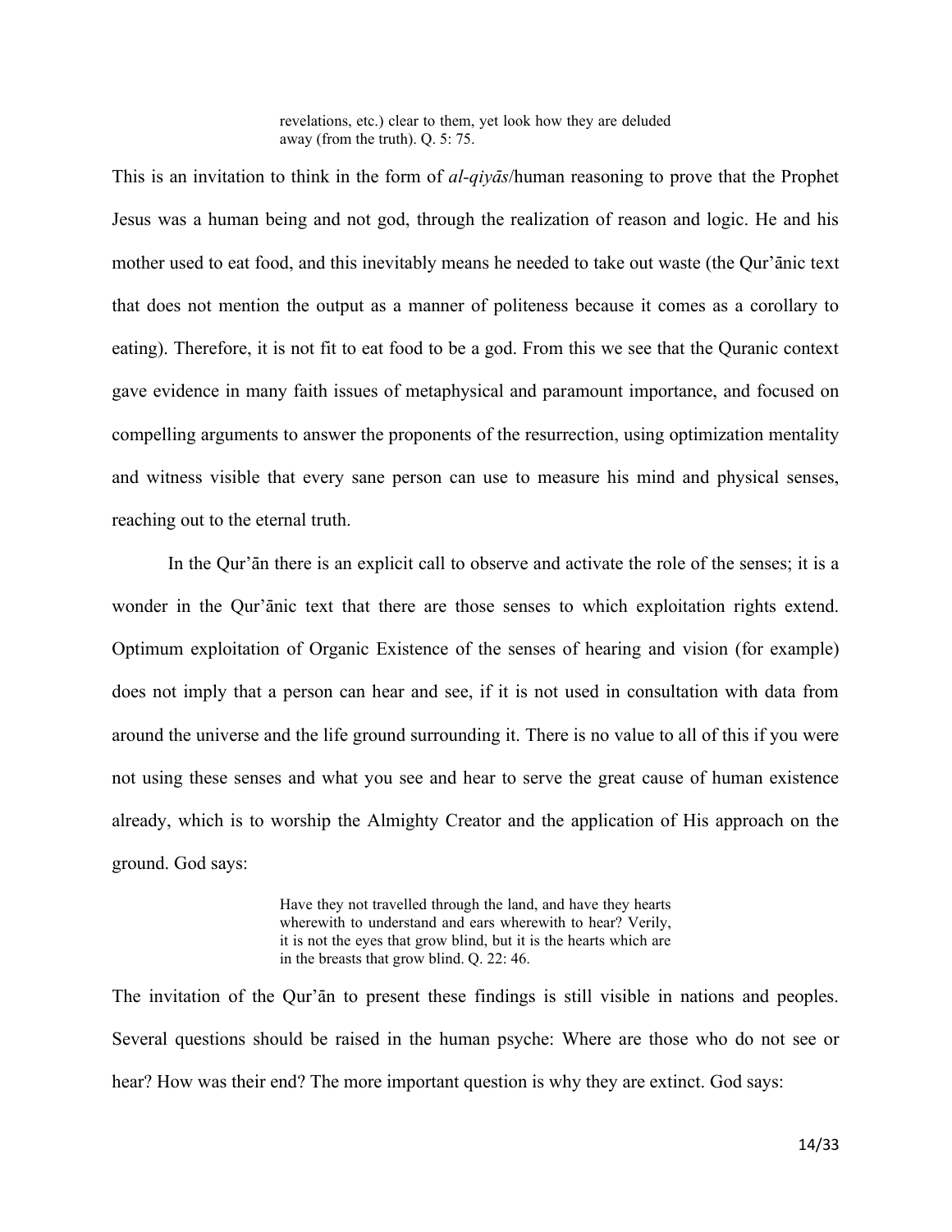> revelations, etc.) clear to them, yet look how they are deluded away (from the truth). Q. 5: 75.

This is an invitation to think in the form of *al-qiyās*/human reasoning to prove that the Prophet Jesus was a human being and not god, through the realization of reason and logic. He and his mother used to eat food, and this inevitably means he needed to take out waste (the Qur'ānic text that does not mention the output as a manner of politeness because it comes as a corollary to eating). Therefore, it is not fit to eat food to be a god. From this we see that the Quranic context gave evidence in many faith issues of metaphysical and paramount importance, and focused on compelling arguments to answer the proponents of the resurrection, using optimization mentality and witness visible that every sane person can use to measure his mind and physical senses, reaching out to the eternal truth.

In the Qur'ān there is an explicit call to observe and activate the role of the senses; it is a wonder in the Qur'ānic text that there are those senses to which exploitation rights extend. Optimum exploitation of Organic Existence of the senses of hearing and vision (for example) does not imply that a person can hear and see, if it is not used in consultation with data from around the universe and the life ground surrounding it. There is no value to all of this if you were not using these senses and what you see and hear to serve the great cause of human existence already, which is to worship the Almighty Creator and the application of His approach on the ground. God says:

> Have they not travelled through the land, and have they hearts wherewith to understand and ears wherewith to hear? Verily, it is not the eyes that grow blind, but it is the hearts which are in the breasts that grow blind. Q. 22: 46.

The invitation of the Qur'ān to present these findings is still visible in nations and peoples. Several questions should be raised in the human psyche: Where are those who do not see or hear? How was their end? The more important question is why they are extinct. God says: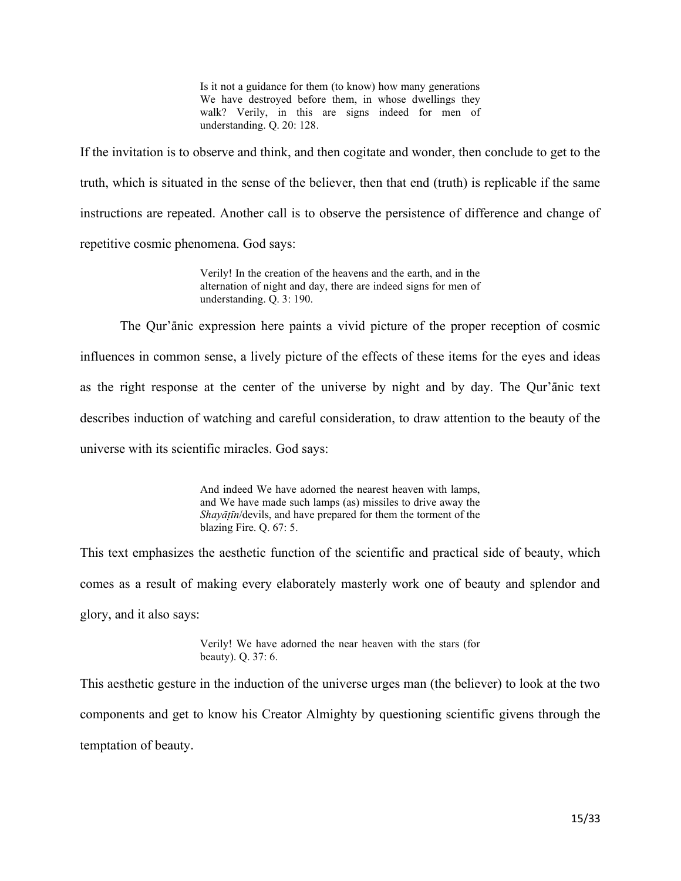> Is it not a guidance for them (to know) how many generations We have destroyed before them, in whose dwellings they walk? Verily, in this are signs indeed for men of understanding. Q. 20: 128.

If the invitation is to observe and think, and then cogitate and wonder, then conclude to get to the truth, which is situated in the sense of the believer, then that end (truth) is replicable if the same instructions are repeated. Another call is to observe the persistence of difference and change of repetitive cosmic phenomena. God says:

> Verily! In the creation of the heavens and the earth, and in the alternation of night and day, there are indeed signs for men of understanding. Q. 3: 190.

The Qur'ānic expression here paints a vivid picture of the proper reception of cosmic influences in common sense, a lively picture of the effects of these items for the eyes and ideas as the right response at the center of the universe by night and by day. The Qur'ānic text describes induction of watching and careful consideration, to draw attention to the beauty of the universe with its scientific miracles. God says:

> And indeed We have adorned the nearest heaven with lamps, and We have made such lamps (as) missiles to drive away the *Shayāṭīn*/devils, and have prepared for them the torment of the blazing Fire. Q. 67: 5.

This text emphasizes the aesthetic function of the scientific and practical side of beauty, which comes as a result of making every elaborately masterly work one of beauty and splendor and glory, and it also says:

> Verily! We have adorned the near heaven with the stars (for beauty). Q. 37: 6.

This aesthetic gesture in the induction of the universe urges man (the believer) to look at the two components and get to know his Creator Almighty by questioning scientific givens through the temptation of beauty.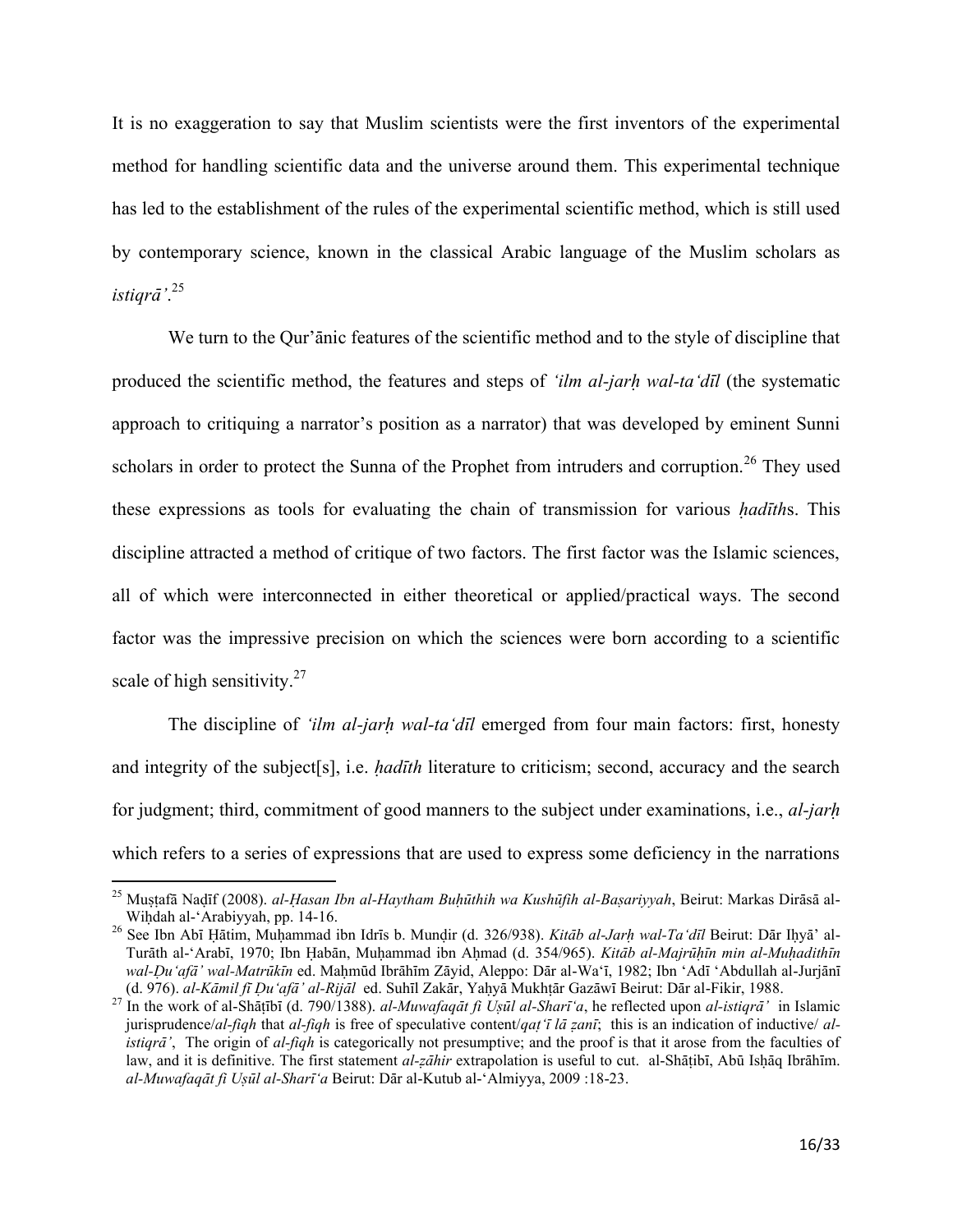It is no exaggeration to say that Muslim scientists were the first inventors of the experimental method for handling scientific data and the universe around them. This experimental technique has led to the establishment of the rules of the experimental scientific method, which is still used by contemporary science, known in the classical Arabic language of the Muslim scholars as *istiqrā'*.[25]

We turn to the Qur'ānic features of the scientific method and to the style of discipline that produced the scientific method, the features and steps of *'ilm al-jarḥ wal-ta'dīl* (the systematic approach to critiquing a narrator's position as a narrator) that was developed by eminent Sunni scholars in order to protect the Sunna of the Prophet from intruders and corruption.[26] They used these expressions as tools for evaluating the chain of transmission for various *ḥadīth*s. This discipline attracted a method of critique of two factors. The first factor was the Islamic sciences, all of which were interconnected in either theoretical or applied/practical ways. The second factor was the impressive precision on which the sciences were born according to a scientific scale of high sensitivity.[27]

The discipline of *'ilm al-jarḥ wal-ta'dīl* emerged from four main factors: first, honesty and integrity of the subject[s], i.e. *ḥadīth* literature to criticism; second, accuracy and the search for judgment; third, commitment of good manners to the subject under examinations, i.e., *al-jarḥ* which refers to a series of expressions that are used to express some deficiency in the narrations

---

[25] Muṣṭafā Naḍīf (2008). *al-Ḥasan Ibn al-Haytham Buḥūthih wa Kushūfih al-Baṣariyyah*, Beirut: Markas Dirāsā al-Wiḥdah al-'Arabiyyah, pp. 14-16.

[26] See Ibn Abī Ḥātim, Muḥammad ibn Idrīs b. Munḍir (d. 326/938). *Kitāb al-Jarḥ wal-Ta'dīl* Beirut: Dār Iḥyā' al-Turāth al-'Arabī, 1970; Ibn Ḥabān, Muḥammad ibn Aḥmad (d. 354/965). *Kitāb al-Majrūḥīn min al-Muḥadithīn wal-Ḍu'afā' wal-Matrūkīn* ed. Maḥmūd Ibrāhīm Zāyid, Aleppo: Dār al-Wa'ī, 1982; Ibn 'Adī 'Abdullah al-Jurjānī (d. 976). *al-Kāmil fī Ḍu'afā' al-Rijāl* ed. Suhīl Zakār, Yaḥyā Mukhṭār Gazāwī Beirut: Dār al-Fikir, 1988.

[27] In the work of al-Shāṭibī (d. 790/1388). *al-Muwafaqāt fi Uṣūl al-Sharī'a*, he reflected upon *al-istiqrā'* in Islamic jurisprudence/*al-fiqh* that *al-fiqh* is free of speculative content/*qaṭ'ī lā ẓanī*; this is an indication of inductive/ *al-istiqrā'*, The origin of *al-fiqh* is categorically not presumptive; and the proof is that it arose from the faculties of law, and it is definitive. The first statement *al-ẓāhir* extrapolation is useful to cut. al-Shāṭibī, Abū Isḥāq Ibrāhīm. *al-Muwafaqāt fi Uṣūl al-Sharī'a* Beirut: Dār al-Kutub al-'Almiyya, 2009 :18-23.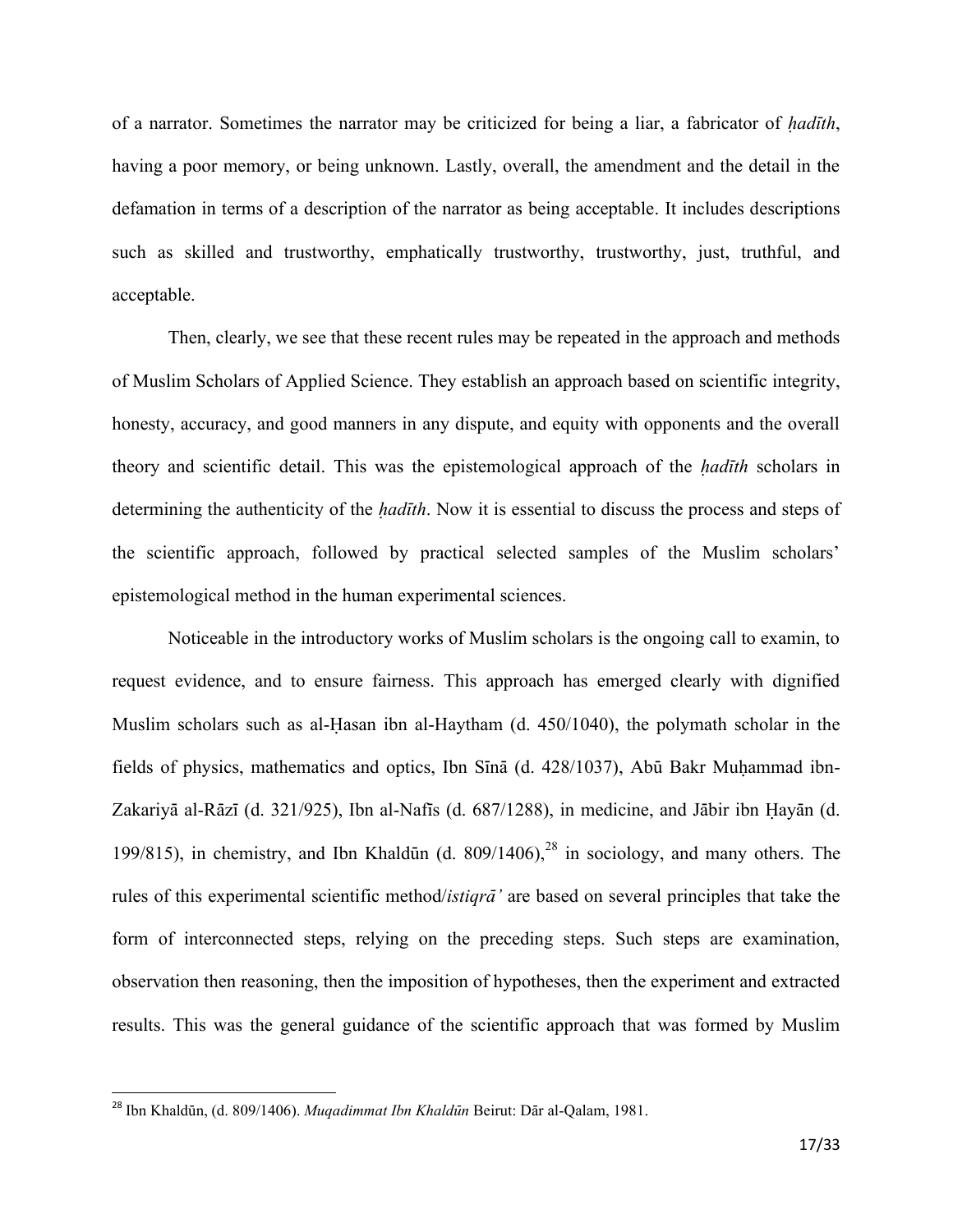of a narrator. Sometimes the narrator may be criticized for being a liar, a fabricator of *ḥadīth*, having a poor memory, or being unknown. Lastly, overall, the amendment and the detail in the defamation in terms of a description of the narrator as being acceptable. It includes descriptions such as skilled and trustworthy, emphatically trustworthy, trustworthy, just, truthful, and acceptable.

Then, clearly, we see that these recent rules may be repeated in the approach and methods of Muslim Scholars of Applied Science. They establish an approach based on scientific integrity, honesty, accuracy, and good manners in any dispute, and equity with opponents and the overall theory and scientific detail. This was the epistemological approach of the *ḥadīth* scholars in determining the authenticity of the *ḥadīth*. Now it is essential to discuss the process and steps of the scientific approach, followed by practical selected samples of the Muslim scholars' epistemological method in the human experimental sciences.

Noticeable in the introductory works of Muslim scholars is the ongoing call to examin, to request evidence, and to ensure fairness. This approach has emerged clearly with dignified Muslim scholars such as al-Ḥasan ibn al-Haytham (d. 450/1040), the polymath scholar in the fields of physics, mathematics and optics, Ibn Sīnā (d. 428/1037), Abū Bakr Muḥammad ibn-Zakariyā al-Rāzī (d. 321/925), Ibn al-Nafīs (d. 687/1288), in medicine, and Jābir ibn Ḥayān (d. 199/815), in chemistry, and Ibn Khaldūn (d. 809/1406),[28] in sociology, and many others. The rules of this experimental scientific method/*istiqrā'* are based on several principles that take the form of interconnected steps, relying on the preceding steps. Such steps are examination, observation then reasoning, then the imposition of hypotheses, then the experiment and extracted results. This was the general guidance of the scientific approach that was formed by Muslim

[28] Ibn Khaldūn, (d. 809/1406). *Muqadimmat Ibn Khaldūn* Beirut: Dār al-Qalam, 1981.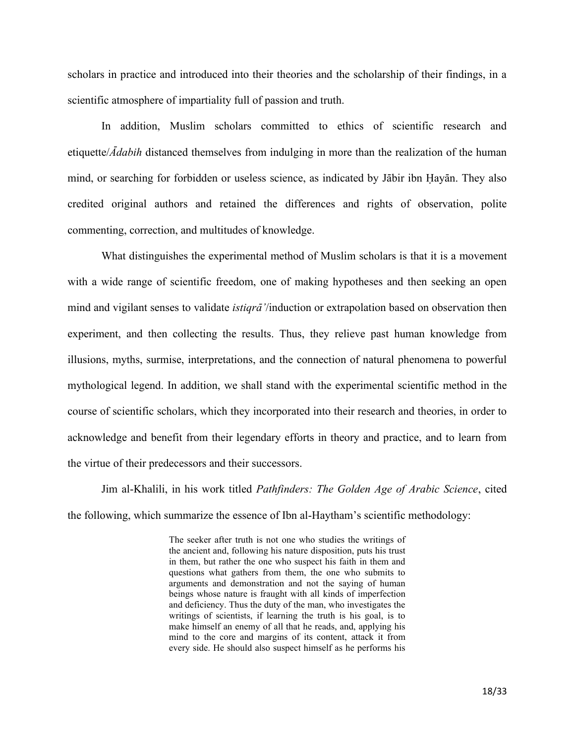scholars in practice and introduced into their theories and the scholarship of their findings, in a scientific atmosphere of impartiality full of passion and truth.

In addition, Muslim scholars committed to ethics of scientific research and etiquette/*Ādabih* distanced themselves from indulging in more than the realization of the human mind, or searching for forbidden or useless science, as indicated by Jābir ibn Ḥayān. They also credited original authors and retained the differences and rights of observation, polite commenting, correction, and multitudes of knowledge.

What distinguishes the experimental method of Muslim scholars is that it is a movement with a wide range of scientific freedom, one of making hypotheses and then seeking an open mind and vigilant senses to validate *istiqrā'*/induction or extrapolation based on observation then experiment, and then collecting the results. Thus, they relieve past human knowledge from illusions, myths, surmise, interpretations, and the connection of natural phenomena to powerful mythological legend. In addition, we shall stand with the experimental scientific method in the course of scientific scholars, which they incorporated into their research and theories, in order to acknowledge and benefit from their legendary efforts in theory and practice, and to learn from the virtue of their predecessors and their successors.

Jim al-Khalili, in his work titled *Pathfinders: The Golden Age of Arabic Science*, cited the following, which summarize the essence of Ibn al-Haytham's scientific methodology:

> The seeker after truth is not one who studies the writings of the ancient and, following his nature disposition, puts his trust in them, but rather the one who suspect his faith in them and questions what gathers from them, the one who submits to arguments and demonstration and not the saying of human beings whose nature is fraught with all kinds of imperfection and deficiency. Thus the duty of the man, who investigates the writings of scientists, if learning the truth is his goal, is to make himself an enemy of all that he reads, and, applying his mind to the core and margins of its content, attack it from every side. He should also suspect himself as he performs his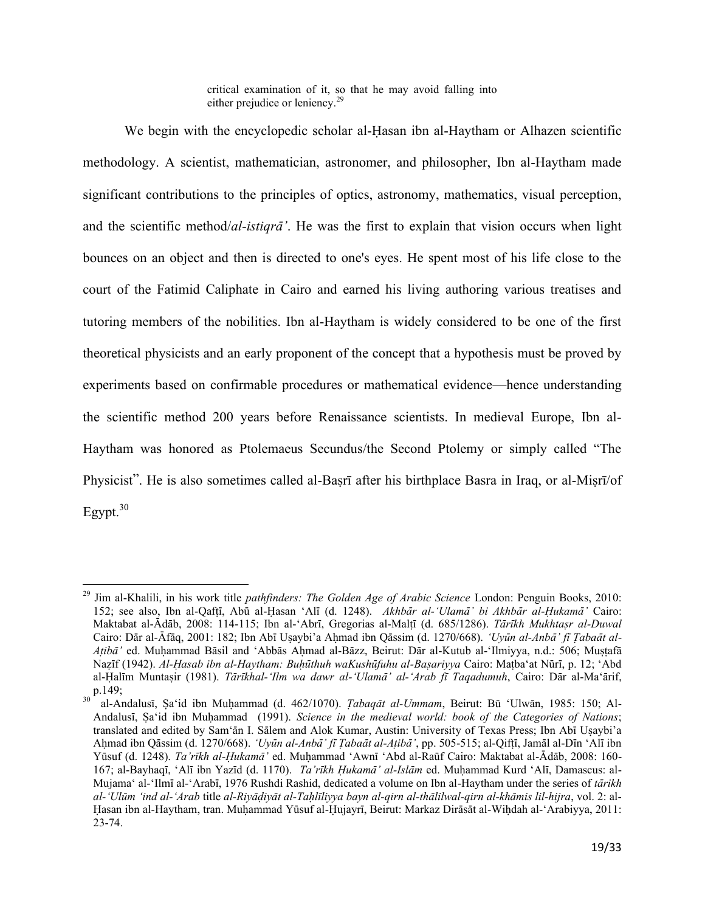> critical examination of it, so that he may avoid falling into either prejudice or leniency.[29]

We begin with the encyclopedic scholar al-Ḥasan ibn al-Haytham or Alhazen scientific methodology. A scientist, mathematician, astronomer, and philosopher, Ibn al-Haytham made significant contributions to the principles of optics, astronomy, mathematics, visual perception, and the scientific method/*al-istiqrā'*. He was the first to explain that vision occurs when light bounces on an object and then is directed to one's eyes. He spent most of his life close to the court of the Fatimid Caliphate in Cairo and earned his living authoring various treatises and tutoring members of the nobilities. Ibn al-Haytham is widely considered to be one of the first theoretical physicists and an early proponent of the concept that a hypothesis must be proved by experiments based on confirmable procedures or mathematical evidence—hence understanding the scientific method 200 years before Renaissance scientists. In medieval Europe, Ibn al-Haytham was honored as Ptolemaeus Secundus/the Second Ptolemy or simply called "The Physicist". He is also sometimes called al-Baṣrī after his birthplace Basra in Iraq, or al-Miṣrī/of Egypt.[30]

---

[29] Jim al-Khalili, in his work title *pathfinders: The Golden Age of Arabic Science* London: Penguin Books, 2010: 152; see also, Ibn al-Qafṭī, Abū al-Ḥasan 'Alī (d. 1248). *Akhbār al-'Ulamā' bi Akhbār al-Ḥukamā'* Cairo: Maktabat al-Ādāb, 2008: 114-115; Ibn al-'Abrī, Gregorias al-Malṭī (d. 685/1286). *Tārīkh Mukhtaṣr al-Duwal* Cairo: Dār al-Āfāq, 2001: 182; Ibn Abī Uṣaybi'a Aḥmad ibn Qāssim (d. 1270/668). *'Uyūn al-Anbā' fī Ṭabaāt al-Aṭibā'* ed. Muḥammad Bāsil and 'Abbās Aḥmad al-Bāzz, Beirut: Dār al-Kutub al-'Ilmiyya, n.d.: 506; Muṣṭafā Naẓīf (1942). *Al-Ḥasab ibn al-Haytham: Buḥūthuh waKushūfuhu al-Baṣariyya* Cairo: Maṭba'at Nūrī, p. 12; 'Abd al-Ḥalīm Muntaṣir (1981). *Tārīkhal-'Ilm wa dawr al-'Ulamā' al-'Arab fī Taqadumuh*, Cairo: Dār al-Ma'ārif, p.149;

[30] al-Andalusī, Ṣa'id ibn Muḥammad (d. 462/1070). *Ṭabaqāt al-Ummam*, Beirut: Bū 'Ulwān, 1985: 150; Al-Andalusī, Ṣa'id ibn Muḥammad (1991). *Science in the medieval world: book of the Categories of Nations*; translated and edited by Sam'ān I. Sālem and Alok Kumar, Austin: University of Texas Press; Ibn Abī Uṣaybi'a Aḥmad ibn Qāssim (d. 1270/668). *'Uyūn al-Anbā' fī Ṭabaāt al-Aṭibā'*, pp. 505-515; al-Qifṭī, Jamāl al-Dīn 'Alī ibn Yūsuf (d. 1248). *Ta'rīkh al-Ḥukamā'* ed. Muḥammad 'Awnī 'Abd al-Raūf Cairo: Maktabat al-Ādāb, 2008: 160-167; al-Bayhaqī, 'Alī ibn Yazīd (d. 1170). *Ta'rīkh Ḥukamā' al-Islām* ed. Muḥammad Kurd 'Alī, Damascus: al-Mujama' al-'Ilmī al-'Arabī, 1976 Rushdi Rashid, dedicated a volume on Ibn al-Haytham under the series of *tārikh al-'Ulūm 'ind al-'Arab* title *al-Riyāḍiyāt al-Taḥlīliyya bayn al-qirn al-thālilwal-qirn al-khāmis lil-hijra*, vol. 2: al-Ḥasan ibn al-Haytham, tran. Muḥammad Yūsuf al-Ḥujayrī, Beirut: Markaz Dirāsāt al-Wiḥdah al-'Arabiyya, 2011: 23-74.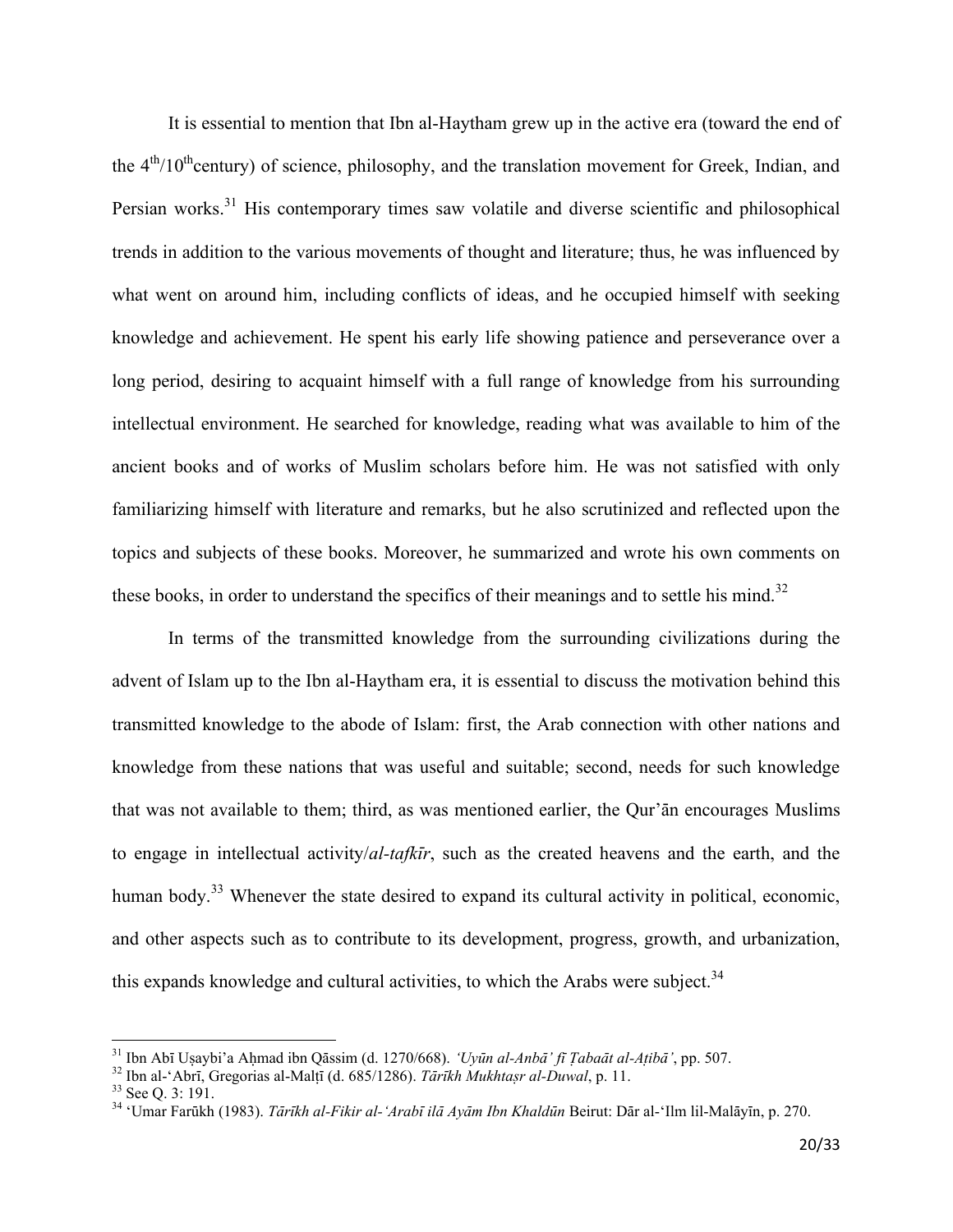It is essential to mention that Ibn al-Haytham grew up in the active era (toward the end of the 4th/10th century) of science, philosophy, and the translation movement for Greek, Indian, and Persian works.[31] His contemporary times saw volatile and diverse scientific and philosophical trends in addition to the various movements of thought and literature; thus, he was influenced by what went on around him, including conflicts of ideas, and he occupied himself with seeking knowledge and achievement. He spent his early life showing patience and perseverance over a long period, desiring to acquaint himself with a full range of knowledge from his surrounding intellectual environment. He searched for knowledge, reading what was available to him of the ancient books and of works of Muslim scholars before him. He was not satisfied with only familiarizing himself with literature and remarks, but he also scrutinized and reflected upon the topics and subjects of these books. Moreover, he summarized and wrote his own comments on these books, in order to understand the specifics of their meanings and to settle his mind.[32]

In terms of the transmitted knowledge from the surrounding civilizations during the advent of Islam up to the Ibn al-Haytham era, it is essential to discuss the motivation behind this transmitted knowledge to the abode of Islam: first, the Arab connection with other nations and knowledge from these nations that was useful and suitable; second, needs for such knowledge that was not available to them; third, as was mentioned earlier, the Qur'ān encourages Muslims to engage in intellectual activity/*al-tafkīr*, such as the created heavens and the earth, and the human body.[33] Whenever the state desired to expand its cultural activity in political, economic, and other aspects such as to contribute to its development, progress, growth, and urbanization, this expands knowledge and cultural activities, to which the Arabs were subject.[34]

---

[31] Ibn Abī Uṣaybi'a Aḥmad ibn Qāssim (d. 1270/668). *'Uyūn al-Anbā' fī Ṭabaāt al-Aṭibā'*, pp. 507.

[32] Ibn al-'Abrī, Gregorias al-Malṭī (d. 685/1286). *Tārīkh Mukhtaṣr al-Duwal*, p. 11.

[33] See Q. 3: 191.

[34] 'Umar Farūkh (1983). *Tārīkh al-Fikir al-'Arabī ilā Ayām Ibn Khaldūn* Beirut: Dār al-'Ilm lil-Malāyīn, p. 270.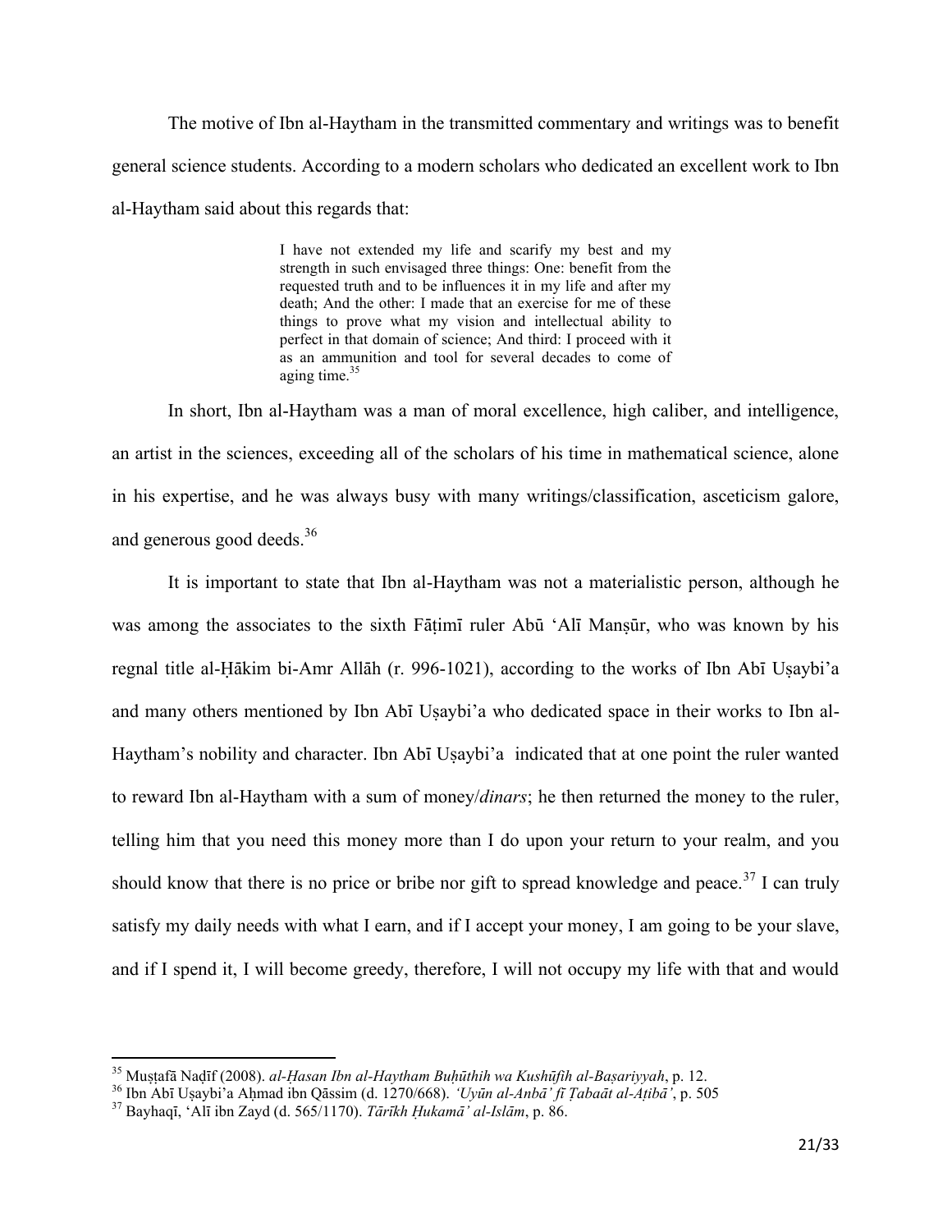The motive of Ibn al-Haytham in the transmitted commentary and writings was to benefit general science students. According to a modern scholars who dedicated an excellent work to Ibn al-Haytham said about this regards that:

> I have not extended my life and scarify my best and my strength in such envisaged three things: One: benefit from the requested truth and to be influences it in my life and after my death; And the other: I made that an exercise for me of these things to prove what my vision and intellectual ability to perfect in that domain of science; And third: I proceed with it as an ammunition and tool for several decades to come of aging time.[35]

In short, Ibn al-Haytham was a man of moral excellence, high caliber, and intelligence, an artist in the sciences, exceeding all of the scholars of his time in mathematical science, alone in his expertise, and he was always busy with many writings/classification, asceticism galore, and generous good deeds.[36]

It is important to state that Ibn al-Haytham was not a materialistic person, although he was among the associates to the sixth Fāṭimī ruler Abū ʻAlī Manṣūr, who was known by his regnal title al-Ḥākim bi-Amr Allāh (r. 996-1021), according to the works of Ibn Abī Uṣaybi'a and many others mentioned by Ibn Abī Uṣaybi'a who dedicated space in their works to Ibn al-Haytham's nobility and character. Ibn Abī Uṣaybi'a indicated that at one point the ruler wanted to reward Ibn al-Haytham with a sum of money/*dinars*; he then returned the money to the ruler, telling him that you need this money more than I do upon your return to your realm, and you should know that there is no price or bribe nor gift to spread knowledge and peace.[37] I can truly satisfy my daily needs with what I earn, and if I accept your money, I am going to be your slave, and if I spend it, I will become greedy, therefore, I will not occupy my life with that and would

---

[35] Muṣṭafā Naḍīf (2008). *al-Ḥasan Ibn al-Haytham Buḥūthih wa Kushūfih al-Baṣariyyah*, p. 12.

[36] Ibn Abī Uṣaybi'a Aḥmad ibn Qāssim (d. 1270/668). *ʻUyūn al-Anbā' fī Ṭabaāt al-Aṭibā'*, p. 505

[37] Bayhaqī, ʻAlī ibn Zayd (d. 565/1170). *Tārīkh Ḥukamā' al-Islām*, p. 86.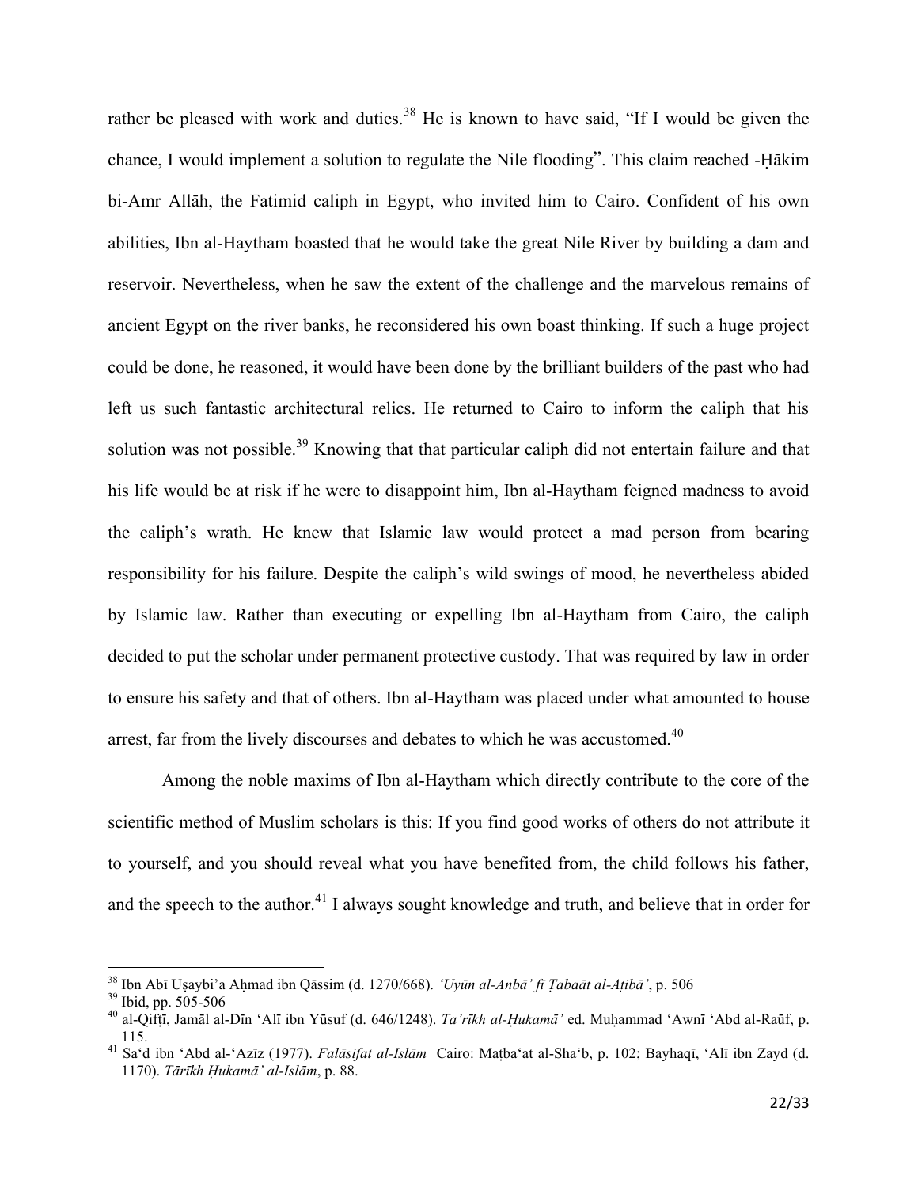rather be pleased with work and duties.[38] He is known to have said, "If I would be given the chance, I would implement a solution to regulate the Nile flooding". This claim reached -Ḥākim bi-Amr Allāh, the Fatimid caliph in Egypt, who invited him to Cairo. Confident of his own abilities, Ibn al-Haytham boasted that he would take the great Nile River by building a dam and reservoir. Nevertheless, when he saw the extent of the challenge and the marvelous remains of ancient Egypt on the river banks, he reconsidered his own boast thinking. If such a huge project could be done, he reasoned, it would have been done by the brilliant builders of the past who had left us such fantastic architectural relics. He returned to Cairo to inform the caliph that his solution was not possible.[39] Knowing that that particular caliph did not entertain failure and that his life would be at risk if he were to disappoint him, Ibn al-Haytham feigned madness to avoid the caliph's wrath. He knew that Islamic law would protect a mad person from bearing responsibility for his failure. Despite the caliph's wild swings of mood, he nevertheless abided by Islamic law. Rather than executing or expelling Ibn al-Haytham from Cairo, the caliph decided to put the scholar under permanent protective custody. That was required by law in order to ensure his safety and that of others. Ibn al-Haytham was placed under what amounted to house arrest, far from the lively discourses and debates to which he was accustomed.[40]

Among the noble maxims of Ibn al-Haytham which directly contribute to the core of the scientific method of Muslim scholars is this: If you find good works of others do not attribute it to yourself, and you should reveal what you have benefited from, the child follows his father, and the speech to the author.[41] I always sought knowledge and truth, and believe that in order for

---

[38] Ibn Abī Uṣaybi'a Aḥmad ibn Qāssim (d. 1270/668). *'Uyūn al-Anbā' fī Ṭabaāt al-Aṭibā'*, p. 506

[39] Ibid, pp. 505-506

[40] al-Qifṭī, Jamāl al-Dīn 'Alī ibn Yūsuf (d. 646/1248). *Ta'rīkh al-Ḥukamā'* ed. Muḥammad 'Awnī 'Abd al-Raūf, p. 115.

[41] Sa'd ibn 'Abd al-'Azīz (1977). *Falāsifat al-Islām* Cairo: Maṭba'at al-Sha'b, p. 102; Bayhaqī, 'Alī ibn Zayd (d. 1170). *Tārīkh Ḥukamā' al-Islām*, p. 88.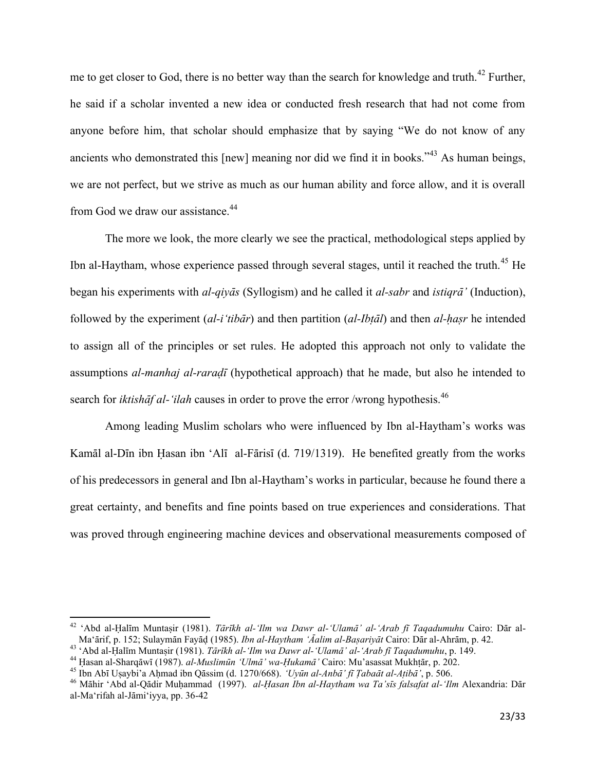me to get closer to God, there is no better way than the search for knowledge and truth.[42] Further, he said if a scholar invented a new idea or conducted fresh research that had not come from anyone before him, that scholar should emphasize that by saying "We do not know of any ancients who demonstrated this [new] meaning nor did we find it in books."[43] As human beings, we are not perfect, but we strive as much as our human ability and force allow, and it is overall from God we draw our assistance.[44]

The more we look, the more clearly we see the practical, methodological steps applied by Ibn al-Haytham, whose experience passed through several stages, until it reached the truth.[45] He began his experiments with *al-qiyās* (Syllogism) and he called it *al-sabr* and *istiqrā'* (Induction), followed by the experiment (*al-i'tibār*) and then partition (*al-Ibṭāl*) and then *al-ḥaṣr* he intended to assign all of the principles or set rules. He adopted this approach not only to validate the assumptions *al-manhaj al-raraḍī* (hypothetical approach) that he made, but also he intended to search for *iktishāf al-'ilah* causes in order to prove the error /wrong hypothesis.[46]

Among leading Muslim scholars who were influenced by Ibn al-Haytham's works was Kamāl al-Dīn ibn Ḥasan ibn 'Alī al-Fārisī (d. 719/1319). He benefited greatly from the works of his predecessors in general and Ibn al-Haytham's works in particular, because he found there a great certainty, and benefits and fine points based on true experiences and considerations. That was proved through engineering machine devices and observational measurements composed of

---

[42] 'Abd al-Ḥalīm Muntaṣir (1981). *Tārīkh al-'Ilm wa Dawr al-'Ulamā' al-'Arab fī Taqadumuhu* Cairo: Dār al-Ma'ārif, p. 152; Sulaymān Fayāḍ (1985). *Ibn al-Haytham 'Ālim al-Baṣariyāt* Cairo: Dār al-Ahrām, p. 42.

[43] 'Abd al-Ḥalīm Muntaṣir (1981). *Tārīkh al-'Ilm wa Dawr al-'Ulamā' al-'Arab fī Taqadumuhu*, p. 149.

[44] Ḥasan al-Sharqāwī (1987). *al-Muslimūn 'Ulmā' wa-Ḥukamā'* Cairo: Mu'asassat Mukhtār, p. 202.

[45] Ibn Abī Uṣaybi'a Aḥmad ibn Qāssim (d. 1270/668). *'Uyūn al-Anbā' fī Ṭabaāt al-Aṭibā'*, p. 506.

[46] Māhir 'Abd al-Qādir Muḥammad (1997). *al-Ḥasan Ibn al-Haytham wa Ta'sīs falsafat al-'Ilm* Alexandria: Dār al-Ma'rifah al-Jāmi'iyya, pp. 36-42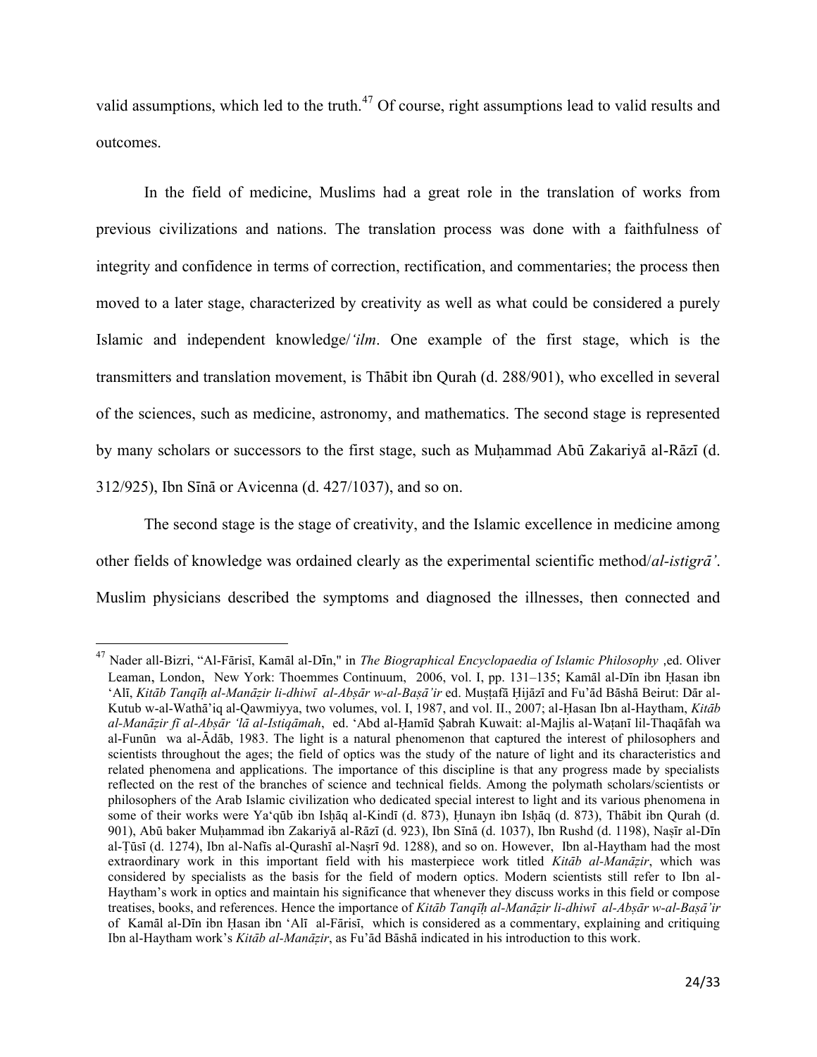valid assumptions, which led to the truth.[47] Of course, right assumptions lead to valid results and outcomes.

In the field of medicine, Muslims had a great role in the translation of works from previous civilizations and nations. The translation process was done with a faithfulness of integrity and confidence in terms of correction, rectification, and commentaries; the process then moved to a later stage, characterized by creativity as well as what could be considered a purely Islamic and independent knowledge/*'ilm*. One example of the first stage, which is the transmitters and translation movement, is Thābit ibn Qurah (d. 288/901), who excelled in several of the sciences, such as medicine, astronomy, and mathematics. The second stage is represented by many scholars or successors to the first stage, such as Muḥammad Abū Zakariyā al-Rāzī (d. 312/925), Ibn Sīnā or Avicenna (d. 427/1037), and so on.

The second stage is the stage of creativity, and the Islamic excellence in medicine among other fields of knowledge was ordained clearly as the experimental scientific method/*al-istigrā'*. Muslim physicians described the symptoms and diagnosed the illnesses, then connected and

---

[47] Nader all-Bizri, "Al-Fārisī, Kamāl al-Dīn," in *The Biographical Encyclopaedia of Islamic Philosophy* ,ed. Oliver Leaman, London, New York: Thoemmes Continuum, 2006, vol. I, pp. 131–135; Kamāl al-Dīn ibn Ḥasan ibn 'Alī, *Kitāb Tanqīḥ al-Manāẓir li-dhiwī al-Abṣār w-al-Baṣā'ir* ed. Muṣṭafā Ḥijāzī and Fu'ād Bāshā Beirut: Dār al-Kutub w-al-Wathā'iq al-Qawmiyya, two volumes, vol. I, 1987, and vol. II., 2007; al-Ḥasan Ibn al-Haytham, *Kitāb al-Manāẓir fī al-Abṣār 'lā al-Istiqāmah*, ed. 'Abd al-Ḥamīd Ṣabrah Kuwait: al-Majlis al-Waṭanī lil-Thaqāfah wa al-Funūn wa al-Ādāb, 1983. The light is a natural phenomenon that captured the interest of philosophers and scientists throughout the ages; the field of optics was the study of the nature of light and its characteristics and related phenomena and applications. The importance of this discipline is that any progress made by specialists reflected on the rest of the branches of science and technical fields. Among the polymath scholars/scientists or philosophers of the Arab Islamic civilization who dedicated special interest to light and its various phenomena in some of their works were Ya'qūb ibn Isḥāq al-Kindī (d. 873), Ḥunayn ibn Isḥāq (d. 873), Thābit ibn Qurah (d. 901), Abū baker Muḥammad ibn Zakariyā al-Rāzī (d. 923), Ibn Sīnā (d. 1037), Ibn Rushd (d. 1198), Naṣīr al-Dīn al-Ṭūsī (d. 1274), Ibn al-Nafīs al-Qurashī al-Naṣrī 9d. 1288), and so on. However, Ibn al-Haytham had the most extraordinary work in this important field with his masterpiece work titled *Kitāb al-Manāẓir*, which was considered by specialists as the basis for the field of modern optics. Modern scientists still refer to Ibn al-Haytham's work in optics and maintain his significance that whenever they discuss works in this field or compose treatises, books, and references. Hence the importance of *Kitāb Tanqīḥ al-Manāẓir li-dhiwī al-Abṣār w-al-Baṣā'ir* of Kamāl al-Dīn ibn Ḥasan ibn 'Alī al-Fārisī, which is considered as a commentary, explaining and critiquing Ibn al-Haytham work's *Kitāb al-Manāẓir*, as Fu'ād Bāshā indicated in his introduction to this work.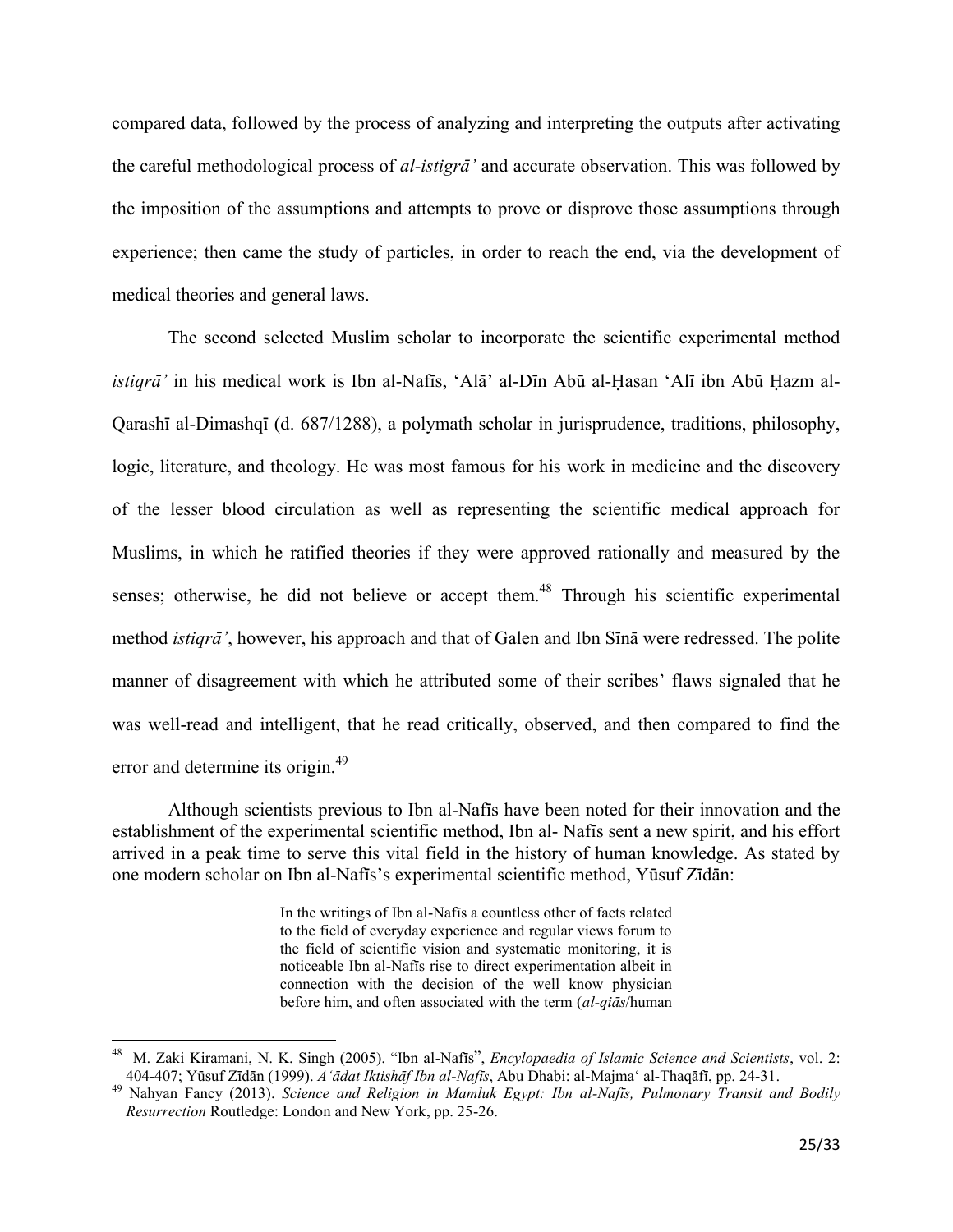compared data, followed by the process of analyzing and interpreting the outputs after activating the careful methodological process of *al-istigrā'* and accurate observation. This was followed by the imposition of the assumptions and attempts to prove or disprove those assumptions through experience; then came the study of particles, in order to reach the end, via the development of medical theories and general laws.

The second selected Muslim scholar to incorporate the scientific experimental method *istiqrā'* in his medical work is Ibn al-Nafīs, 'Alā' al-Dīn Abū al-Ḥasan 'Alī ibn Abū Ḥazm al-Qarashī al-Dimashqī (d. 687/1288), a polymath scholar in jurisprudence, traditions, philosophy, logic, literature, and theology. He was most famous for his work in medicine and the discovery of the lesser blood circulation as well as representing the scientific medical approach for Muslims, in which he ratified theories if they were approved rationally and measured by the senses; otherwise, he did not believe or accept them.[48] Through his scientific experimental method *istiqrā'*, however, his approach and that of Galen and Ibn Sīnā were redressed. The polite manner of disagreement with which he attributed some of their scribes' flaws signaled that he was well-read and intelligent, that he read critically, observed, and then compared to find the error and determine its origin.[49]

Although scientists previous to Ibn al-Nafīs have been noted for their innovation and the establishment of the experimental scientific method, Ibn al- Nafīs sent a new spirit, and his effort arrived in a peak time to serve this vital field in the history of human knowledge. As stated by one modern scholar on Ibn al-Nafīs's experimental scientific method, Yūsuf Zīdān:

> In the writings of Ibn al-Nafīs a countless other of facts related to the field of everyday experience and regular views forum to the field of scientific vision and systematic monitoring, it is noticeable Ibn al-Nafīs rise to direct experimentation albeit in connection with the decision of the well know physician before him, and often associated with the term (*al-qiās*/human

---

[48] M. Zaki Kiramani, N. K. Singh (2005). "Ibn al-Nafīs", *Encylopaedia of Islamic Science and Scientists*, vol. 2: 404-407; Yūsuf Zīdān (1999). *A'ādat Iktishāf Ibn al-Nafīs*, Abu Dhabi: al-Majma' al-Thaqāfī, pp. 24-31.

[49] Nahyan Fancy (2013). *Science and Religion in Mamluk Egypt: Ibn al-Nafīs, Pulmonary Transit and Bodily Resurrection* Routledge: London and New York, pp. 25-26.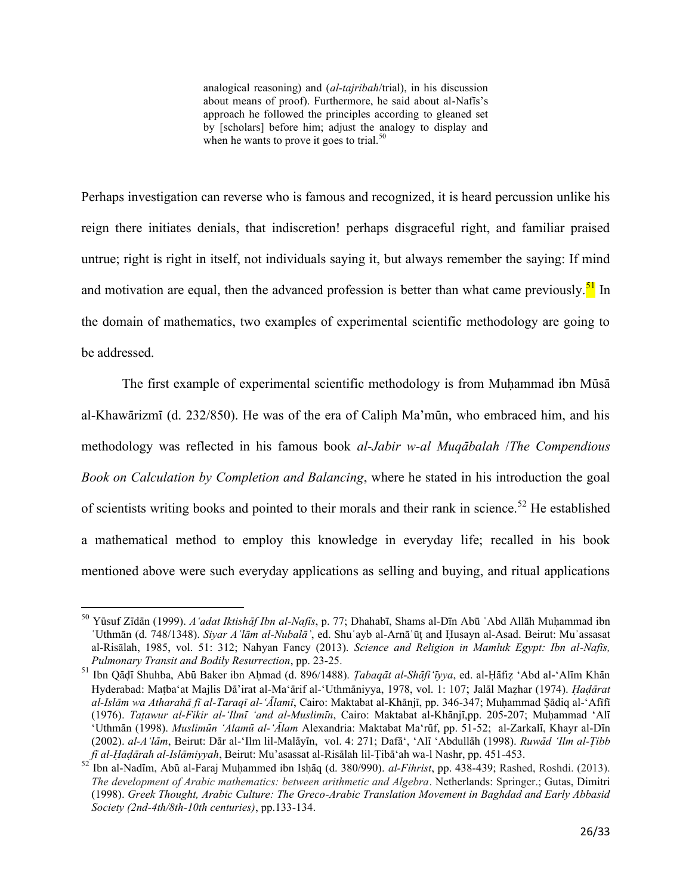> analogical reasoning) and (*al-tajribah*/trial), in his discussion about means of proof). Furthermore, he said about al-Nafīs's approach he followed the principles according to gleaned set by [scholars] before him; adjust the analogy to display and when he wants to prove it goes to trial.[50]

Perhaps investigation can reverse who is famous and recognized, it is heard percussion unlike his reign there initiates denials, that indiscretion! perhaps disgraceful right, and familiar praised untrue; right is right in itself, not individuals saying it, but always remember the saying: If mind and motivation are equal, then the advanced profession is better than what came previously.[51] In the domain of mathematics, two examples of experimental scientific methodology are going to be addressed.

The first example of experimental scientific methodology is from Muḥammad ibn Mūsā al-Khawārizmī (d. 232/850). He was of the era of Caliph Ma'mūn, who embraced him, and his methodology was reflected in his famous book *al-Jabir w-al Muqābalah* /*The Compendious Book on Calculation by Completion and Balancing*, where he stated in his introduction the goal of scientists writing books and pointed to their morals and their rank in science.[52] He established a mathematical method to employ this knowledge in everyday life; recalled in his book mentioned above were such everyday applications as selling and buying, and ritual applications

---

[50] Yūsuf Zīdān (1999). *A'adat Iktishāf Ibn al-Nafīs*, p. 77; Dhahabī, Shams al-Dīn Abū ʿAbd Allāh Muḥammad ibn ʿUthmān (d. 748/1348). *Siyar Aʿlām al-Nubalāʾ*, ed. Shuʿayb al-Arnāʾūṭ and Ḥusayn al-Asad. Beirut: Muʾassasat al-Risālah, 1985, vol. 51: 312; Nahyan Fancy (2013). *Science and Religion in Mamluk Egypt: Ibn al-Nafīs, Pulmonary Transit and Bodily Resurrection*, pp. 23-25.

[51] Ibn Qāḍī Shuhba, Abū Baker ibn Aḥmad (d. 896/1488). *Ṭabaqāt al-Shāfi'īyya*, ed. al-Ḥāfiẓ 'Abd al-'Alīm Khān Hyderabad: Maṭba'at Majlis Dā'irat al-Ma'ārif al-'Uthmāniyya, 1978, vol. 1: 107; Jalāl Maẓhar (1974). *Ḥaḍārat al-Islām wa Atharahā fī al-Taraqī al-'Ālamī*, Cairo: Maktabat al-Khānjī, pp. 346-347; Muḥammad Ṣādiq al-'Afīfī (1976). *Taṭawur al-Fikir al-'Ilmī 'and al-Muslimīn*, Cairo: Maktabat al-Khānjī,pp. 205-207; Muḥammad 'Alī 'Uthmān (1998). *Muslimūn 'Alamū al-'Ālam* Alexandria: Maktabat Ma'rūf, pp. 51-52; al-Zarkalī, Khayr al-Dīn (2002). *al-A'lām*, Beirut: Dār al-'Ilm lil-Malāyīn, vol. 4: 271; Dafā', 'Alī 'Abdullāh (1998). *Ruwād 'Ilm al-Ṭibb fī al-Ḥaḍārah al-Islāmiyyah*, Beirut: Mu'asassat al-Risālah lil-Ṭibā'ah wa-l Nashr, pp. 451-453.

[52] Ibn al-Nadīm, Abū al-Faraj Muḥammed ibn Isḥāq (d. 380/990). *al-Fihrist*, pp. 438-439; Rashed, Roshdi. (2013). *The development of Arabic mathematics: between arithmetic and Algebra*. Netherlands: Springer.; Gutas, Dimitri (1998). *Greek Thought, Arabic Culture: The Greco-Arabic Translation Movement in Baghdad and Early Abbasid Society (2nd-4th/8th-10th centuries)*, pp.133-134.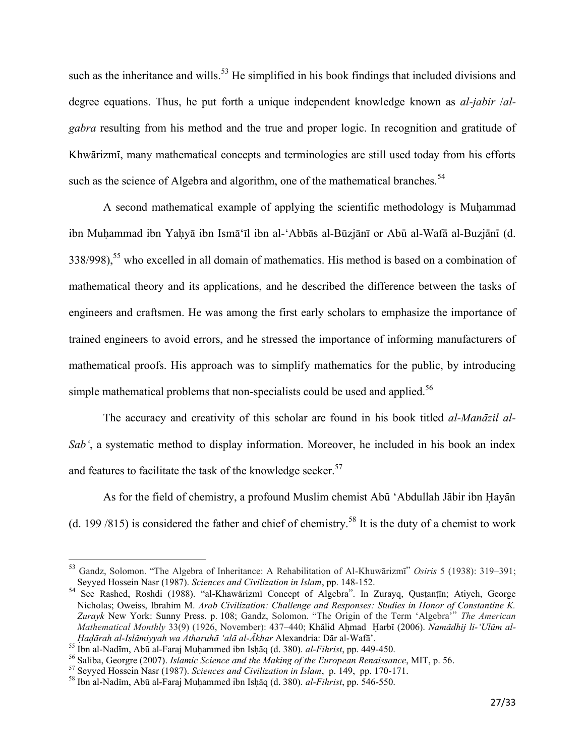such as the inheritance and wills.[53] He simplified in his book findings that included divisions and degree equations. Thus, he put forth a unique independent knowledge known as *al-jabir* /*al-gabra* resulting from his method and the true and proper logic. In recognition and gratitude of Khwārizmī, many mathematical concepts and terminologies are still used today from his efforts such as the science of Algebra and algorithm, one of the mathematical branches.[54]

A second mathematical example of applying the scientific methodology is Muḥammad ibn Muḥammad ibn Yaḥyā ibn Ismā'īl ibn al-'Abbās al-Būzjānī or Abū al-Wafā al-Buzjānī (d. 338/998),[55] who excelled in all domain of mathematics. His method is based on a combination of mathematical theory and its applications, and he described the difference between the tasks of engineers and craftsmen. He was among the first early scholars to emphasize the importance of trained engineers to avoid errors, and he stressed the importance of informing manufacturers of mathematical proofs. His approach was to simplify mathematics for the public, by introducing simple mathematical problems that non-specialists could be used and applied.[56]

The accuracy and creativity of this scholar are found in his book titled *al-Manāzil al-Sab'*, a systematic method to display information. Moreover, he included in his book an index and features to facilitate the task of the knowledge seeker.[57]

As for the field of chemistry, a profound Muslim chemist Abū 'Abdullah Jābir ibn Ḥayān (d. 199 /815) is considered the father and chief of chemistry.[58] It is the duty of a chemist to work

---

[53] Gandz, Solomon. "The Algebra of Inheritance: A Rehabilitation of Al-Khuwārizmī" *Osiris* 5 (1938): 319–391; Seyyed Hossein Nasr (1987). *Sciences and Civilization in Islam*, pp. 148-152.

[54] See Rashed, Roshdi (1988). "al-Khawārizmī Concept of Algebra". In Zurayq, Qusṭanṭīn; Atiyeh, George Nicholas; Oweiss, Ibrahim M. *Arab Civilization: Challenge and Responses: Studies in Honor of Constantine K. Zurayk* New York: Sunny Press. p. 108; Gandz, Solomon. "The Origin of the Term 'Algebra'" *The American Mathematical Monthly* 33(9) (1926, November): 437–440; Khālid Aḥmad Ḥarbī (2006). *Namādhij li-'Ulūm al-Ḥaḍārah al-Islāmiyyah wa Atharuhā 'alā al-Ākhar* Alexandria: Dār al-Wafā'.

[55] Ibn al-Nadīm, Abū al-Faraj Muḥammed ibn Isḥāq (d. 380). *al-Fihrist*, pp. 449-450.

[56] Saliba, Georgre (2007). *Islamic Science and the Making of the European Renaissance*, MIT, p. 56.

[57] Seyyed Hossein Nasr (1987). *Sciences and Civilization in Islam*, p. 149, pp. 170-171.

[58] Ibn al-Nadīm, Abū al-Faraj Muḥammed ibn Isḥāq (d. 380). *al-Fihrist*, pp. 546-550.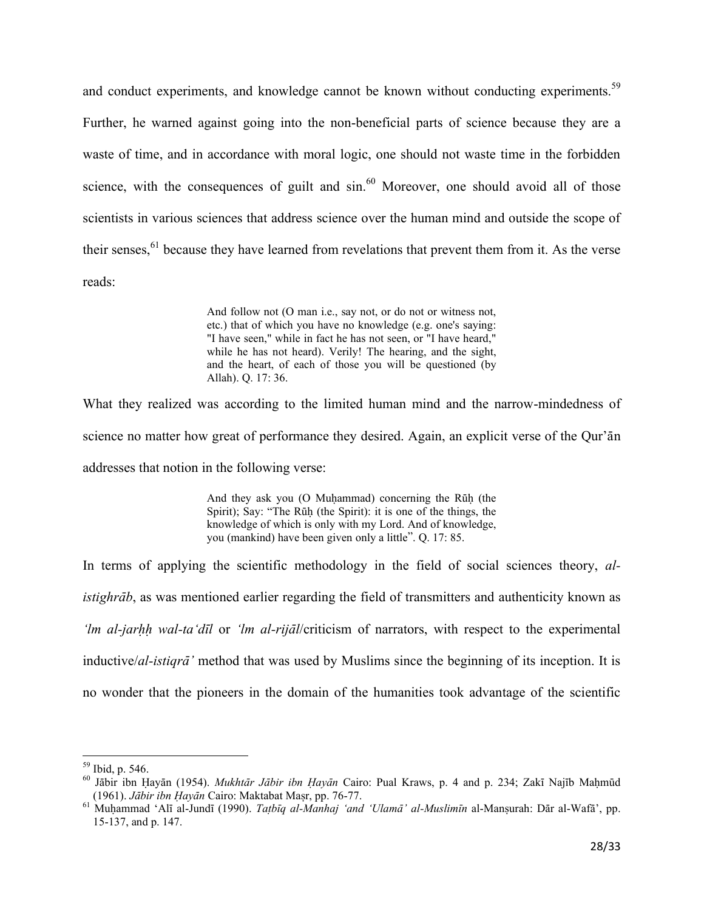and conduct experiments, and knowledge cannot be known without conducting experiments.[59] Further, he warned against going into the non-beneficial parts of science because they are a waste of time, and in accordance with moral logic, one should not waste time in the forbidden science, with the consequences of guilt and sin.[60] Moreover, one should avoid all of those scientists in various sciences that address science over the human mind and outside the scope of their senses,[61] because they have learned from revelations that prevent them from it. As the verse reads:

> And follow not (O man i.e., say not, or do not or witness not, etc.) that of which you have no knowledge (e.g. one's saying: "I have seen," while in fact he has not seen, or "I have heard," while he has not heard). Verily! The hearing, and the sight, and the heart, of each of those you will be questioned (by Allah). Q. 17: 36.

What they realized was according to the limited human mind and the narrow-mindedness of science no matter how great of performance they desired. Again, an explicit verse of the Qur'ān addresses that notion in the following verse:

> And they ask you (O Muḥammad) concerning the Rūḥ (the Spirit); Say: "The Rūḥ (the Spirit): it is one of the things, the knowledge of which is only with my Lord. And of knowledge, you (mankind) have been given only a little". Q. 17: 85.

In terms of applying the scientific methodology in the field of social sciences theory, *al-istighrāb*, as was mentioned earlier regarding the field of transmitters and authenticity known as *'lm al-jarḥḥ wal-ta'dīl* or *'lm al-rijāl*/criticism of narrators, with respect to the experimental inductive/*al-istiqrā'* method that was used by Muslims since the beginning of its inception. It is no wonder that the pioneers in the domain of the humanities took advantage of the scientific

---

[59] Ibid, p. 546.

[60] Jābir ibn Ḥayān (1954). *Mukhtār Jābir ibn Ḥayān* Cairo: Pual Kraws, p. 4 and p. 234; Zakī Najīb Maḥmūd (1961). *Jābir ibn Ḥayān* Cairo: Maktabat Maṣr, pp. 76-77.

[61] Muḥammad 'Alī al-Jundī (1990). *Taṭbīq al-Manhaj 'and 'Ulamā' al-Muslimīn* al-Manṣurah: Dār al-Wafā', pp. 15-137, and p. 147.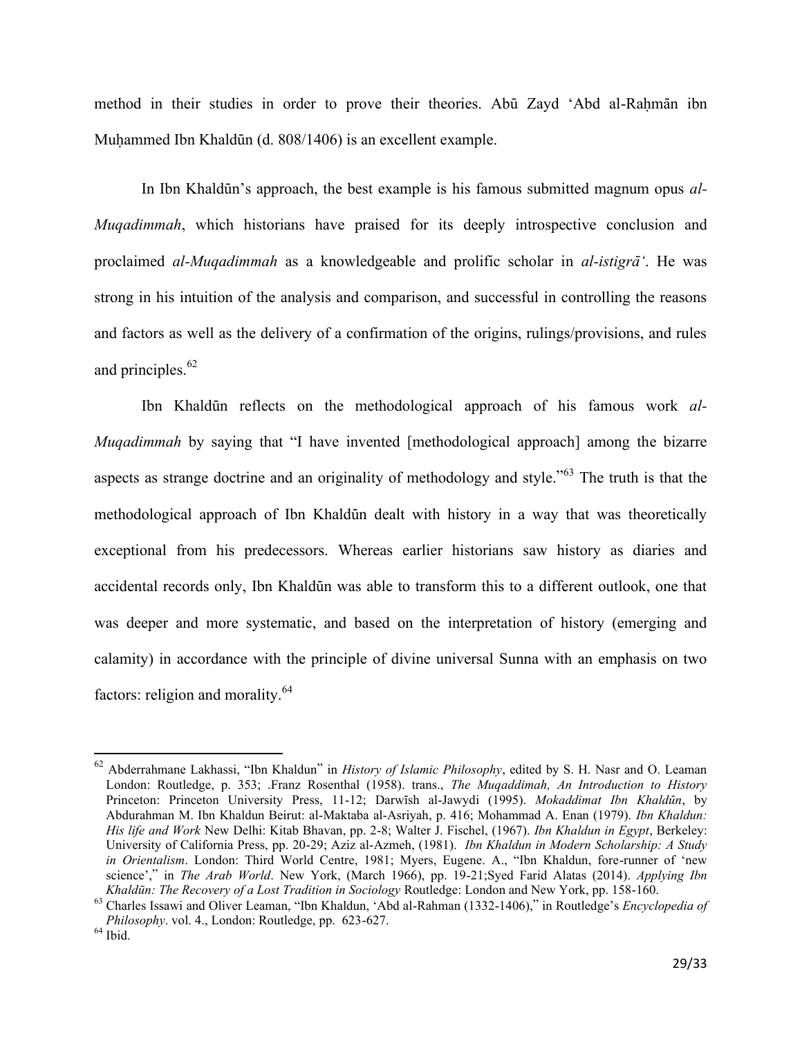method in their studies in order to prove their theories. Abū Zayd 'Abd al-Raḥmān ibn Muḥammed Ibn Khaldūn (d. 808/1406) is an excellent example.

In Ibn Khaldūn's approach, the best example is his famous submitted magnum opus *al-Muqadimmah*, which historians have praised for its deeply introspective conclusion and proclaimed *al-Muqadimmah* as a knowledgeable and prolific scholar in *al-istigrā'*. He was strong in his intuition of the analysis and comparison, and successful in controlling the reasons and factors as well as the delivery of a confirmation of the origins, rulings/provisions, and rules and principles.[62]

Ibn Khaldūn reflects on the methodological approach of his famous work *al-Muqadimmah* by saying that "I have invented [methodological approach] among the bizarre aspects as strange doctrine and an originality of methodology and style."[63] The truth is that the methodological approach of Ibn Khaldūn dealt with history in a way that was theoretically exceptional from his predecessors. Whereas earlier historians saw history as diaries and accidental records only, Ibn Khaldūn was able to transform this to a different outlook, one that was deeper and more systematic, and based on the interpretation of history (emerging and calamity) in accordance with the principle of divine universal Sunna with an emphasis on two factors: religion and morality.[64]

---

[62] Abderrahmane Lakhassi, "Ibn Khaldun" in *History of Islamic Philosophy*, edited by S. H. Nasr and O. Leaman London: Routledge, p. 353; .Franz Rosenthal (1958). trans., *The Muqaddimah, An Introduction to History* Princeton: Princeton University Press, 11-12; Darwīsh al-Jawydi (1995). *Mokaddimat Ibn Khaldūn*, by Abdurahman M. Ibn Khaldun Beirut: al-Maktaba al-Asriyah, p. 416; Mohammad A. Enan (1979). *Ibn Khaldun: His life and Work* New Delhi: Kitab Bhavan, pp. 2-8; Walter J. Fischel, (1967). *Ibn Khaldun in Egypt*, Berkeley: University of California Press, pp. 20-29; Aziz al-Azmeh, (1981). *Ibn Khaldun in Modern Scholarship: A Study in Orientalism*. London: Third World Centre, 1981; Myers, Eugene. A., "Ibn Khaldun, fore-runner of 'new science'," in *The Arab World*. New York, (March 1966), pp. 19-21;Syed Farid Alatas (2014). *Applying Ibn Khaldūn: The Recovery of a Lost Tradition in Sociology* Routledge: London and New York, pp. 158-160.

[63] Charles Issawi and Oliver Leaman, "Ibn Khaldun, 'Abd al-Rahman (1332-1406)," in Routledge's *Encyclopedia of Philosophy*. vol. 4., London: Routledge, pp. 623-627.

[64] Ibid.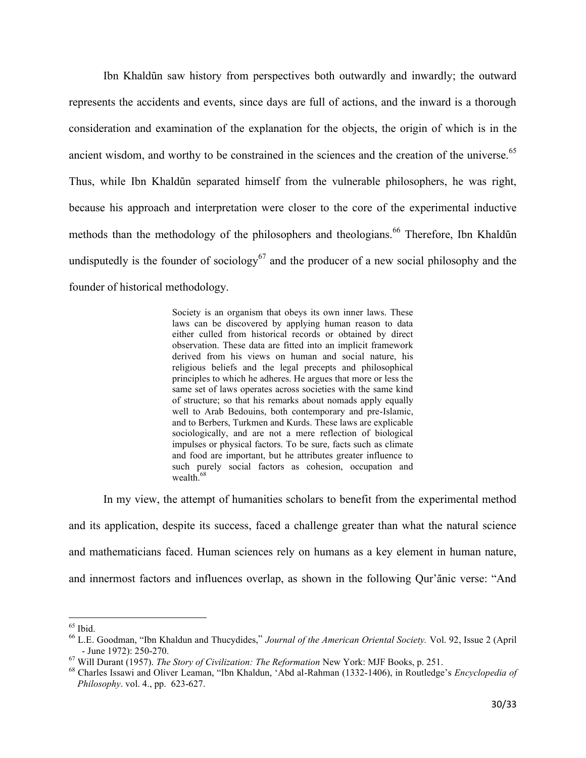Ibn Khaldūn saw history from perspectives both outwardly and inwardly; the outward represents the accidents and events, since days are full of actions, and the inward is a thorough consideration and examination of the explanation for the objects, the origin of which is in the ancient wisdom, and worthy to be constrained in the sciences and the creation of the universe.[65] Thus, while Ibn Khaldūn separated himself from the vulnerable philosophers, he was right, because his approach and interpretation were closer to the core of the experimental inductive methods than the methodology of the philosophers and theologians.[66] Therefore, Ibn Khaldūn undisputedly is the founder of sociology[67] and the producer of a new social philosophy and the founder of historical methodology.

> Society is an organism that obeys its own inner laws. These laws can be discovered by applying human reason to data either culled from historical records or obtained by direct observation. These data are fitted into an implicit framework derived from his views on human and social nature, his religious beliefs and the legal precepts and philosophical principles to which he adheres. He argues that more or less the same set of laws operates across societies with the same kind of structure; so that his remarks about nomads apply equally well to Arab Bedouins, both contemporary and pre-Islamic, and to Berbers, Turkmen and Kurds. These laws are explicable sociologically, and are not a mere reflection of biological impulses or physical factors. To be sure, facts such as climate and food are important, but he attributes greater influence to such purely social factors as cohesion, occupation and wealth.[68]

In my view, the attempt of humanities scholars to benefit from the experimental method and its application, despite its success, faced a challenge greater than what the natural science and mathematicians faced. Human sciences rely on humans as a key element in human nature, and innermost factors and influences overlap, as shown in the following Qur'ānic verse: "And

---

[65] Ibid.

[66] L.E. Goodman, "Ibn Khaldun and Thucydides," *Journal of the American Oriental Society.* Vol. 92, Issue 2 (April - June 1972): 250-270.

[67] Will Durant (1957). *The Story of Civilization: The Reformation* New York: MJF Books, p. 251.

[68] Charles Issawi and Oliver Leaman, "Ibn Khaldun, 'Abd al-Rahman (1332-1406), in Routledge's *Encyclopedia of Philosophy*. vol. 4., pp. 623-627.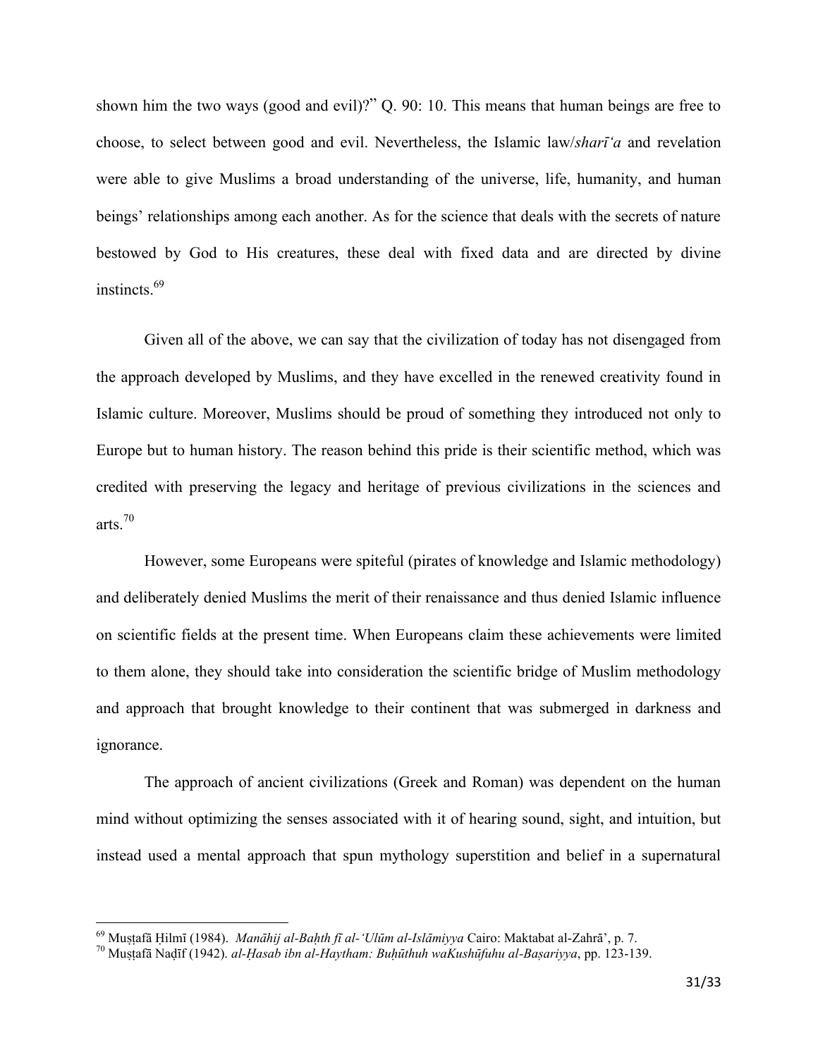shown him the two ways (good and evil)?" Q. 90: 10. This means that human beings are free to choose, to select between good and evil. Nevertheless, the Islamic law/*sharīʿa* and revelation were able to give Muslims a broad understanding of the universe, life, humanity, and human beings' relationships among each another. As for the science that deals with the secrets of nature bestowed by God to His creatures, these deal with fixed data and are directed by divine instincts.[69]

Given all of the above, we can say that the civilization of today has not disengaged from the approach developed by Muslims, and they have excelled in the renewed creativity found in Islamic culture. Moreover, Muslims should be proud of something they introduced not only to Europe but to human history. The reason behind this pride is their scientific method, which was credited with preserving the legacy and heritage of previous civilizations in the sciences and arts.[70]

However, some Europeans were spiteful (pirates of knowledge and Islamic methodology) and deliberately denied Muslims the merit of their renaissance and thus denied Islamic influence on scientific fields at the present time. When Europeans claim these achievements were limited to them alone, they should take into consideration the scientific bridge of Muslim methodology and approach that brought knowledge to their continent that was submerged in darkness and ignorance.

The approach of ancient civilizations (Greek and Roman) was dependent on the human mind without optimizing the senses associated with it of hearing sound, sight, and intuition, but instead used a mental approach that spun mythology superstition and belief in a supernatural

---

[69] Muṣṭafā Ḥilmī (1984). *Manāhij al-Baḥth fī al-ʿUlūm al-Islāmiyya* Cairo: Maktabat al-Zahrā', p. 7.

[70] Muṣṭafā Naḍīf (1942). *al-Ḥasab ibn al-Haytham: Buḥūthuh waKushūfuhu al-Baṣariyya*, pp. 123-139.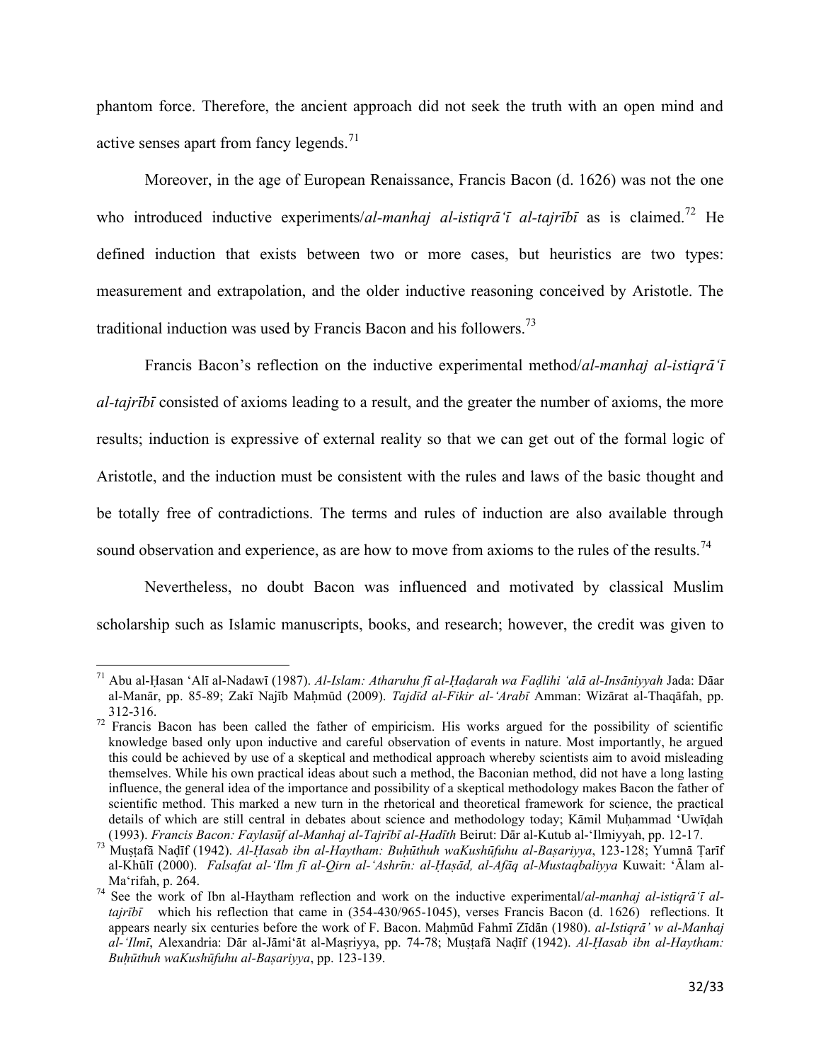phantom force. Therefore, the ancient approach did not seek the truth with an open mind and active senses apart from fancy legends.[71]

Moreover, in the age of European Renaissance, Francis Bacon (d. 1626) was not the one who introduced inductive experiments/*al-manhaj al-istiqrāʿī al-tajrībī* as is claimed.[72] He defined induction that exists between two or more cases, but heuristics are two types: measurement and extrapolation, and the older inductive reasoning conceived by Aristotle. The traditional induction was used by Francis Bacon and his followers.[73]

Francis Bacon's reflection on the inductive experimental method/*al-manhaj al-istiqrāʿī al-tajrībī* consisted of axioms leading to a result, and the greater the number of axioms, the more results; induction is expressive of external reality so that we can get out of the formal logic of Aristotle, and the induction must be consistent with the rules and laws of the basic thought and be totally free of contradictions. The terms and rules of induction are also available through sound observation and experience, as are how to move from axioms to the rules of the results.[74]

Nevertheless, no doubt Bacon was influenced and motivated by classical Muslim scholarship such as Islamic manuscripts, books, and research; however, the credit was given to

---

[71] Abu al-Ḥasan ʿAlī al-Nadawī (1987). *Al-Islam: Atharuhu fī al-Ḥaḍarah wa Faḍlihi ʿalā al-Insāniyyah* Jada: Dāar al-Manār, pp. 85-89; Zakī Najīb Maḥmūd (2009). *Tajdīd al-Fikir al-ʿArabī* Amman: Wizārat al-Thaqāfah, pp. 312-316.

[72] Francis Bacon has been called the father of empiricism. His works argued for the possibility of scientific knowledge based only upon inductive and careful observation of events in nature. Most importantly, he argued this could be achieved by use of a skeptical and methodical approach whereby scientists aim to avoid misleading themselves. While his own practical ideas about such a method, the Baconian method, did not have a long lasting influence, the general idea of the importance and possibility of a skeptical methodology makes Bacon the father of scientific method. This marked a new turn in the rhetorical and theoretical framework for science, the practical details of which are still central in debates about science and methodology today; Kāmil Muḥammad ʿUwīḍah (1993). *Francis Bacon: Faylasūf al-Manhaj al-Tajrībī al-Ḥadīth* Beirut: Dār al-Kutub al-ʿIlmiyyah, pp. 12-17.

[73] Muṣṭafā Naḍīf (1942). *Al-Ḥasab ibn al-Haytham: Buḥūthuh waKushūfuhu al-Baṣariyya*, 123-128; Yumnā Ṭarīf al-Khūlī (2000). *Falsafat al-ʿIlm fī al-Qirn al-ʿAshrīn: al-Ḥaṣād, al-Afāq al-Mustaqbaliyya* Kuwait: ʿĀlam al-Maʿrifah, p. 264.

[74] See the work of Ibn al-Haytham reflection and work on the inductive experimental/*al-manhaj al-istiqrāʿī al-tajrībī* which his reflection that came in (354-430/965-1045), verses Francis Bacon (d. 1626) reflections. It appears nearly six centuries before the work of F. Bacon. Maḥmūd Fahmī Zīdān (1980). *al-Istiqrā' w al-Manhaj al-ʿIlmī*, Alexandria: Dār al-Jāmiʿāt al-Maṣriyya, pp. 74-78; Muṣṭafā Naḍīf (1942). *Al-Ḥasab ibn al-Haytham: Buḥūthuh waKushūfuhu al-Baṣariyya*, pp. 123-139.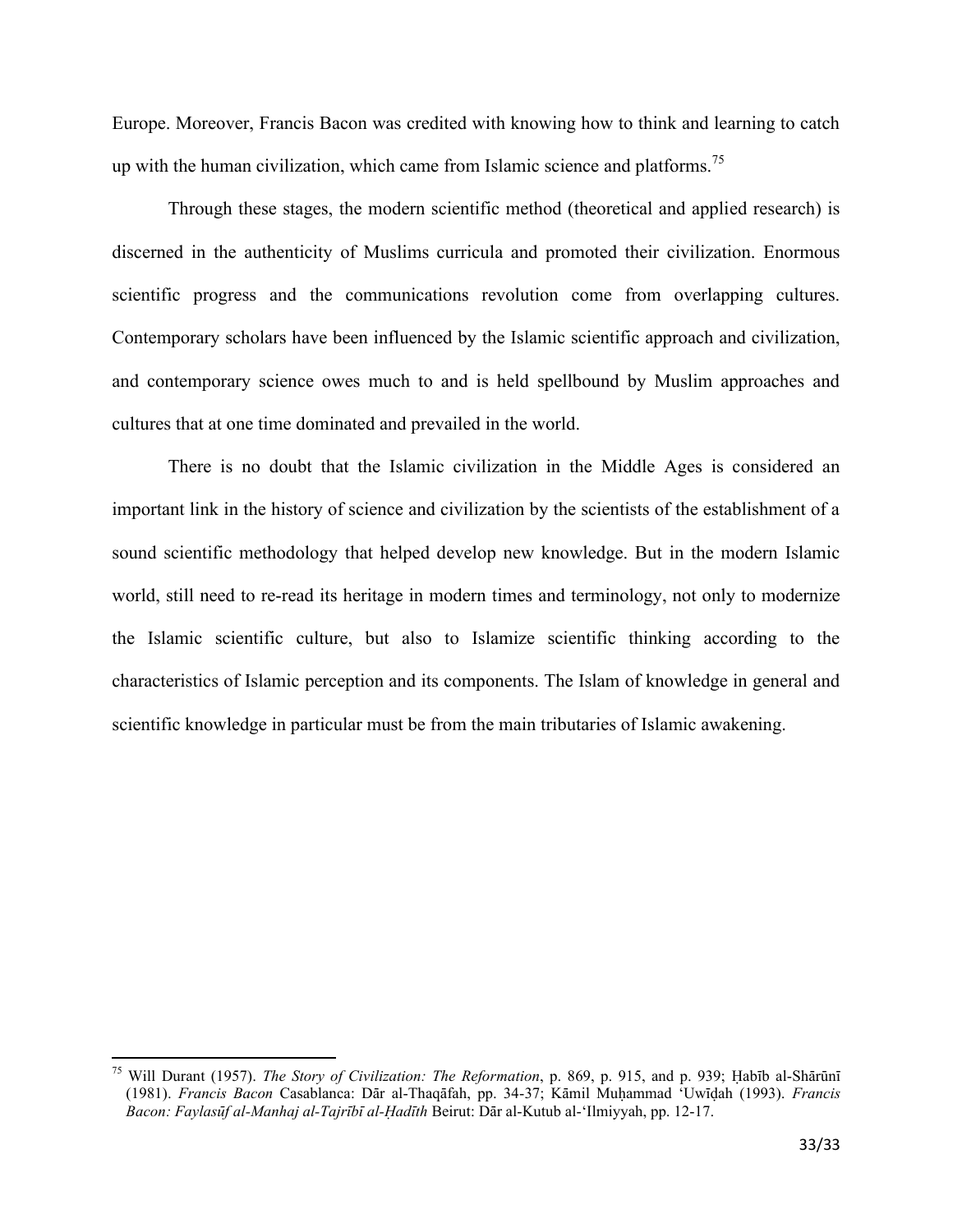Europe. Moreover, Francis Bacon was credited with knowing how to think and learning to catch up with the human civilization, which came from Islamic science and platforms.[75]

Through these stages, the modern scientific method (theoretical and applied research) is discerned in the authenticity of Muslims curricula and promoted their civilization. Enormous scientific progress and the communications revolution come from overlapping cultures. Contemporary scholars have been influenced by the Islamic scientific approach and civilization, and contemporary science owes much to and is held spellbound by Muslim approaches and cultures that at one time dominated and prevailed in the world.

There is no doubt that the Islamic civilization in the Middle Ages is considered an important link in the history of science and civilization by the scientists of the establishment of a sound scientific methodology that helped develop new knowledge. But in the modern Islamic world, still need to re-read its heritage in modern times and terminology, not only to modernize the Islamic scientific culture, but also to Islamize scientific thinking according to the characteristics of Islamic perception and its components. The Islam of knowledge in general and scientific knowledge in particular must be from the main tributaries of Islamic awakening.

---

[75] Will Durant (1957). *The Story of Civilization: The Reformation*, p. 869, p. 915, and p. 939; Ḥabīb al-Shārūnī (1981). *Francis Bacon* Casablanca: Dār al-Thaqāfah, pp. 34-37; Kāmil Muḥammad ʻUwīḍah (1993). *Francis Bacon: Faylasūf al-Manhaj al-Tajrībī al-Ḥadīth* Beirut: Dār al-Kutub al-ʻIlmiyyah, pp. 12-17.